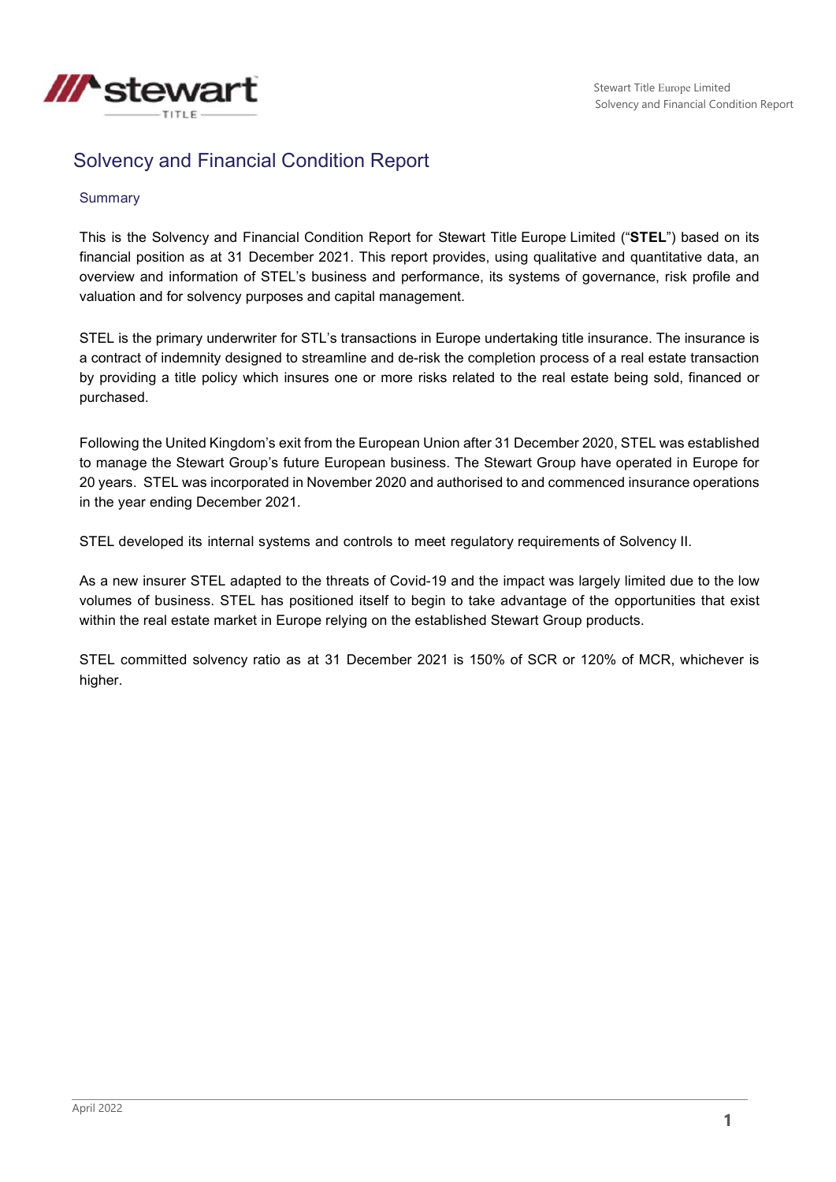# Solvency and Financial Condition Report

## Summary

This is the Solvency and Financial Condition Report for Stewart Title Europe Limited ("**STEL**") based on its financial position as at 31 December 2021. This report provides, using qualitative and quantitative data, an overview and information of STEL's business and performance, its systems of governance, risk profile and valuation and for solvency purposes and capital management.

STEL is the primary underwriter for STL's transactions in Europe undertaking title insurance. The insurance is a contract of indemnity designed to streamline and de-risk the completion process of a real estate transaction by providing a title policy which insures one or more risks related to the real estate being sold, financed or purchased.

Following the United Kingdom's exit from the European Union after 31 December 2020, STEL was established to manage the Stewart Group's future European business. The Stewart Group have operated in Europe for 20 years. STEL was incorporated in November 2020 and authorised to and commenced insurance operations in the year ending December 2021.

STEL developed its internal systems and controls to meet regulatory requirements of Solvency II.

As a new insurer STEL adapted to the threats of Covid-19 and the impact was largely limited due to the low volumes of business. STEL has positioned itself to begin to take advantage of the opportunities that exist within the real estate market in Europe relying on the established Stewart Group products.

STEL committed solvency ratio as at 31 December 2021 is 150% of SCR or 120% of MCR, whichever is higher.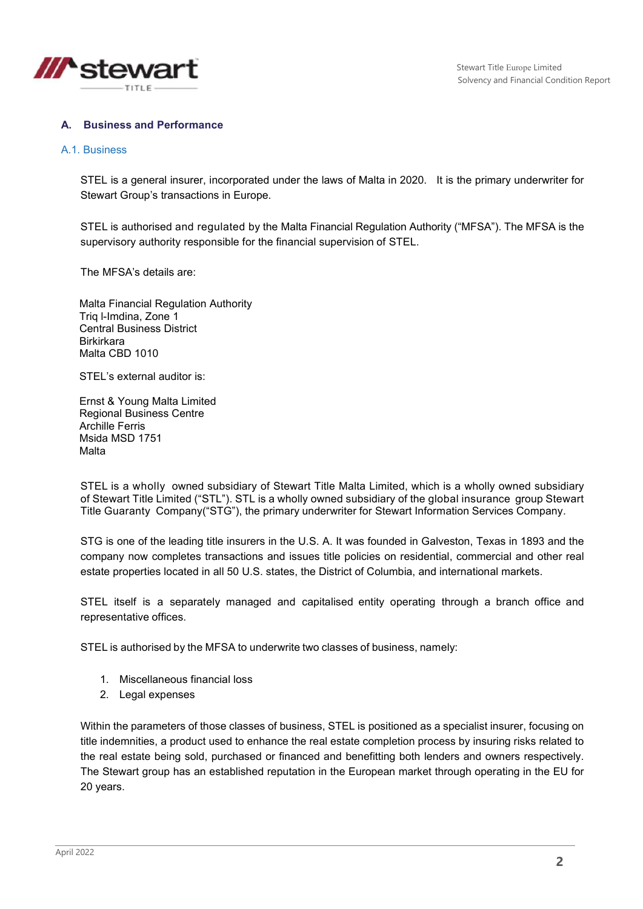## A. Business and Performance

### A.1. Business

STEL is a general insurer, incorporated under the laws of Malta in 2020. It is the primary underwriter for Stewart Group's transactions in Europe.

STEL is authorised and regulated by the Malta Financial Regulation Authority ("MFSA"). The MFSA is the supervisory authority responsible for the financial supervision of STEL.

The MFSA's details are:

Malta Financial Regulation Authority
Triq l-Imdina, Zone 1
Central Business District
Birkirkara
Malta CBD 1010

STEL's external auditor is:

Ernst & Young Malta Limited
Regional Business Centre
Archille Ferris
Msida MSD 1751
Malta

STEL is a wholly owned subsidiary of Stewart Title Malta Limited, which is a wholly owned subsidiary of Stewart Title Limited ("STL"). STL is a wholly owned subsidiary of the global insurance group Stewart Title Guaranty Company("STG"), the primary underwriter for Stewart Information Services Company.

STG is one of the leading title insurers in the U.S. A. It was founded in Galveston, Texas in 1893 and the company now completes transactions and issues title policies on residential, commercial and other real estate properties located in all 50 U.S. states, the District of Columbia, and international markets.

STEL itself is a separately managed and capitalised entity operating through a branch office and representative offices.

STEL is authorised by the MFSA to underwrite two classes of business, namely:

1. Miscellaneous financial loss
2. Legal expenses

Within the parameters of those classes of business, STEL is positioned as a specialist insurer, focusing on title indemnities, a product used to enhance the real estate completion process by insuring risks related to the real estate being sold, purchased or financed and benefitting both lenders and owners respectively. The Stewart group has an established reputation in the European market through operating in the EU for 20 years.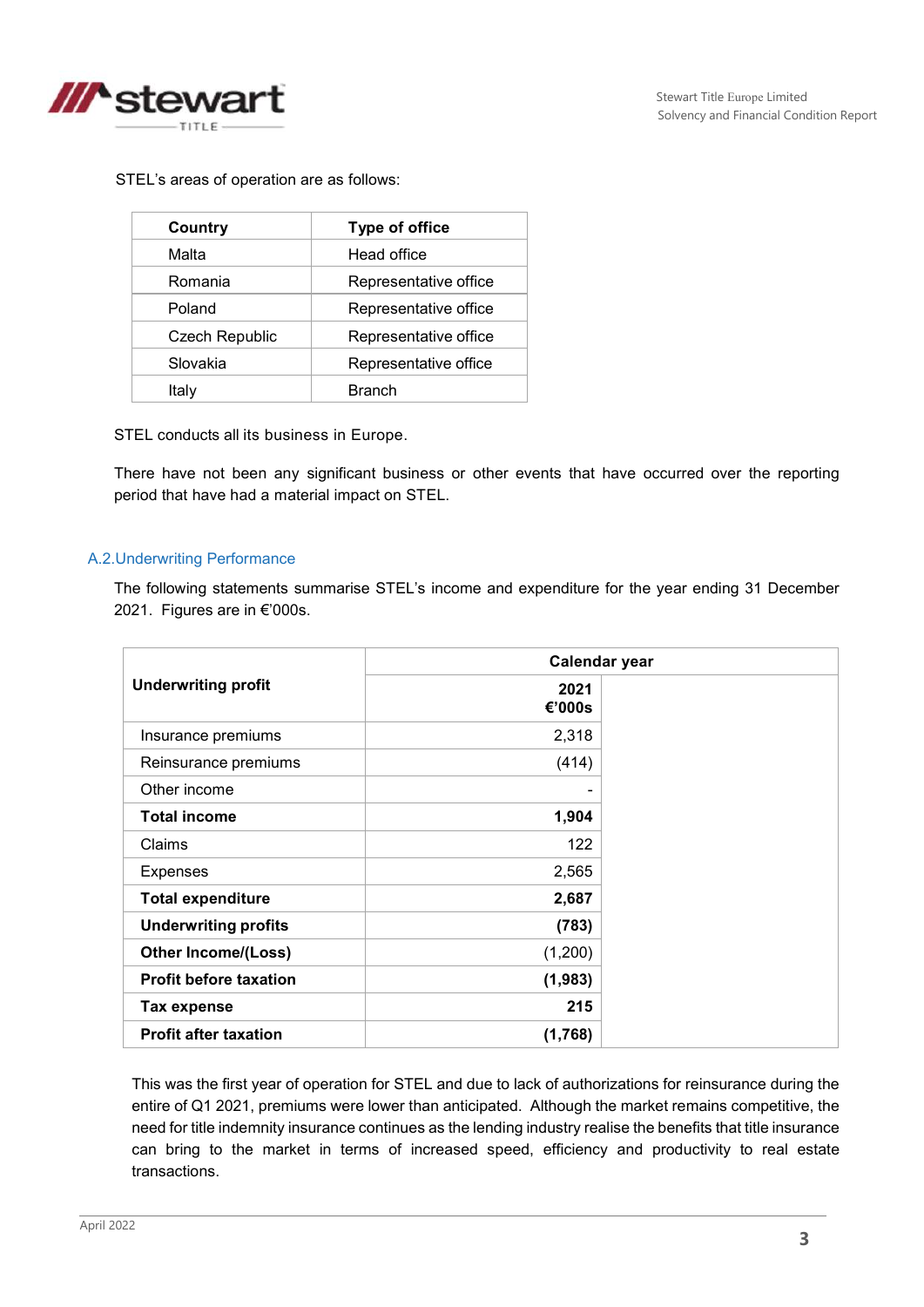STEL's areas of operation are as follows:

| Country | Type of office |
|---|---|
| Malta | Head office |
| Romania | Representative office |
| Poland | Representative office |
| Czech Republic | Representative office |
| Slovakia | Representative office |
| Italy | Branch |

STEL conducts all its business in Europe.

There have not been any significant business or other events that have occurred over the reporting period that have had a material impact on STEL.

## A.2.Underwriting Performance

The following statements summarise STEL's income and expenditure for the year ending 31 December 2021. Figures are in €'000s.

| **Underwriting profit** | **Calendar year** | |
|---|---|---|
| | **2021 €'000s** | |
| Insurance premiums | 2,318 | |
| Reinsurance premiums | (414) | |
| Other income | - | |
| **Total income** | **1,904** | |
| Claims | 122 | |
| Expenses | 2,565 | |
| **Total expenditure** | **2,687** | |
| **Underwriting profits** | **(783)** | |
| **Other Income/(Loss)** | (1,200) | |
| **Profit before taxation** | **(1,983)** | |
| **Tax expense** | **215** | |
| **Profit after taxation** | **(1,768)** | |

This was the first year of operation for STEL and due to lack of authorizations for reinsurance during the entire of Q1 2021, premiums were lower than anticipated. Although the market remains competitive, the need for title indemnity insurance continues as the lending industry realise the benefits that title insurance can bring to the market in terms of increased speed, efficiency and productivity to real estate transactions.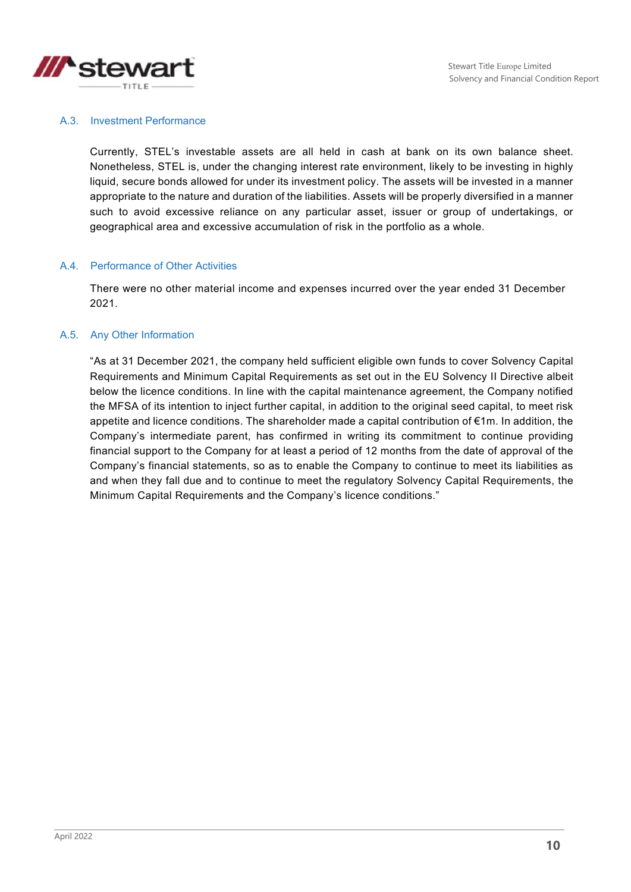## A.3. Investment Performance

Currently, STEL's investable assets are all held in cash at bank on its own balance sheet. Nonetheless, STEL is, under the changing interest rate environment, likely to be investing in highly liquid, secure bonds allowed for under its investment policy. The assets will be invested in a manner appropriate to the nature and duration of the liabilities. Assets will be properly diversified in a manner such to avoid excessive reliance on any particular asset, issuer or group of undertakings, or geographical area and excessive accumulation of risk in the portfolio as a whole.

## A.4. Performance of Other Activities

There were no other material income and expenses incurred over the year ended 31 December 2021.

## A.5. Any Other Information

"As at 31 December 2021, the company held sufficient eligible own funds to cover Solvency Capital Requirements and Minimum Capital Requirements as set out in the EU Solvency II Directive albeit below the licence conditions. In line with the capital maintenance agreement, the Company notified the MFSA of its intention to inject further capital, in addition to the original seed capital, to meet risk appetite and licence conditions. The shareholder made a capital contribution of €1m. In addition, the Company's intermediate parent, has confirmed in writing its commitment to continue providing financial support to the Company for at least a period of 12 months from the date of approval of the Company's financial statements, so as to enable the Company to continue to meet its liabilities as and when they fall due and to continue to meet the regulatory Solvency Capital Requirements, the Minimum Capital Requirements and the Company's licence conditions."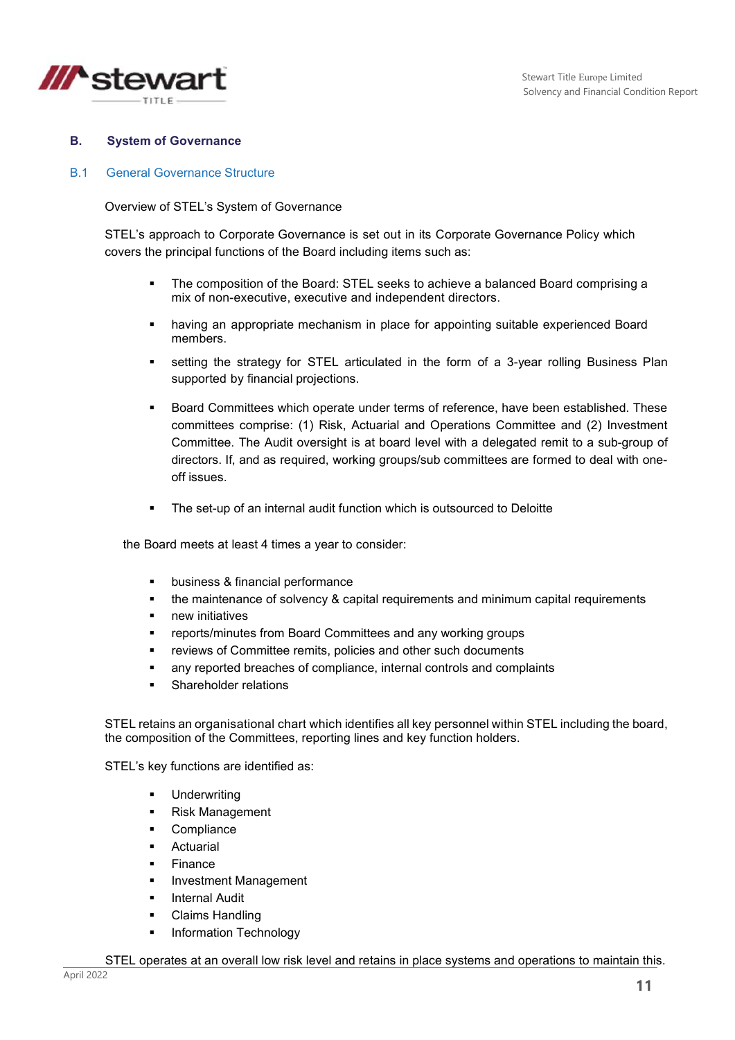## B. System of Governance

### B.1 General Governance Structure

Overview of STEL's System of Governance

STEL's approach to Corporate Governance is set out in its Corporate Governance Policy which covers the principal functions of the Board including items such as:

- The composition of the Board: STEL seeks to achieve a balanced Board comprising a mix of non-executive, executive and independent directors.
- having an appropriate mechanism in place for appointing suitable experienced Board members.
- setting the strategy for STEL articulated in the form of a 3-year rolling Business Plan supported by financial projections.
- Board Committees which operate under terms of reference, have been established. These committees comprise: (1) Risk, Actuarial and Operations Committee and (2) Investment Committee. The Audit oversight is at board level with a delegated remit to a sub-group of directors. If, and as required, working groups/sub committees are formed to deal with one-off issues.
- The set-up of an internal audit function which is outsourced to Deloitte

the Board meets at least 4 times a year to consider:

- business & financial performance
- the maintenance of solvency & capital requirements and minimum capital requirements
- new initiatives
- reports/minutes from Board Committees and any working groups
- reviews of Committee remits, policies and other such documents
- any reported breaches of compliance, internal controls and complaints
- Shareholder relations

STEL retains an organisational chart which identifies all key personnel within STEL including the board, the composition of the Committees, reporting lines and key function holders.

STEL's key functions are identified as:

- Underwriting
- Risk Management
- Compliance
- Actuarial
- Finance
- Investment Management
- Internal Audit
- Claims Handling
- Information Technology

STEL operates at an overall low risk level and retains in place systems and operations to maintain this.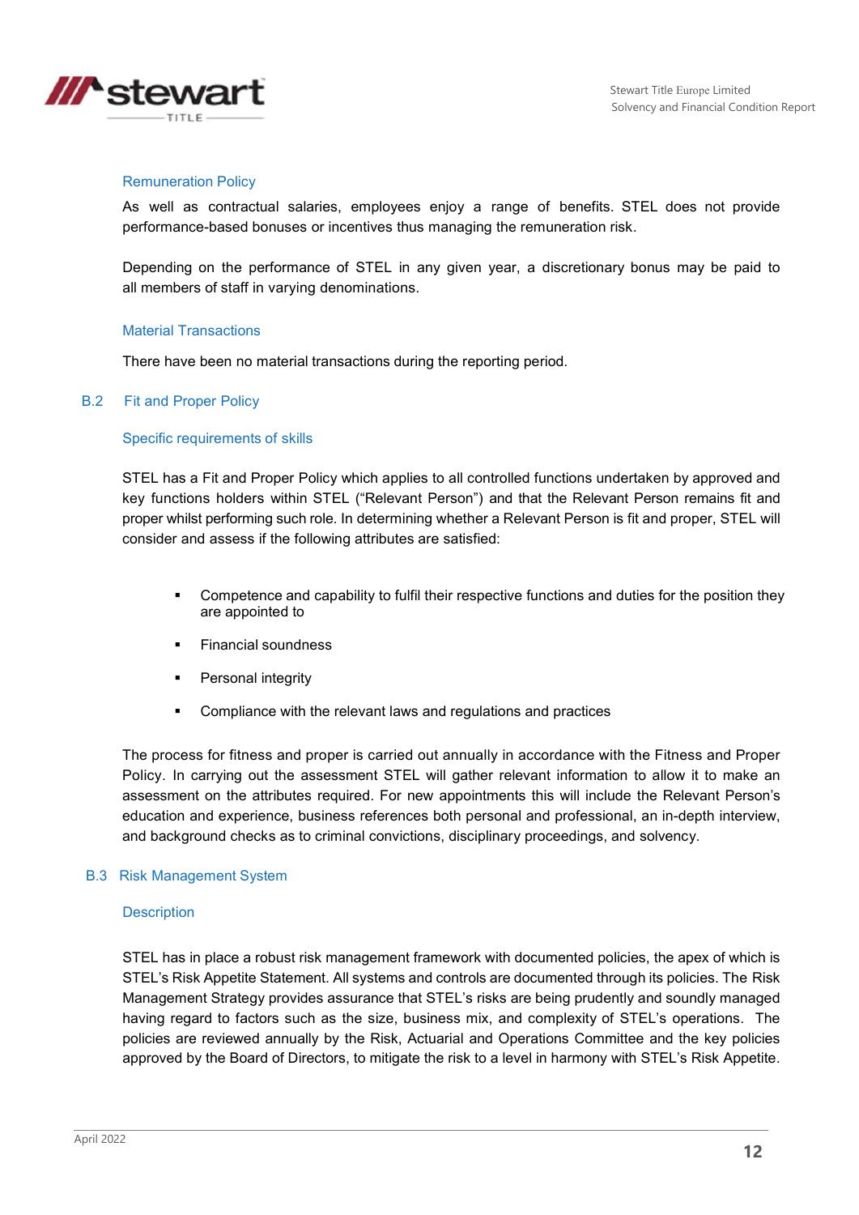### Remuneration Policy

As well as contractual salaries, employees enjoy a range of benefits. STEL does not provide performance-based bonuses or incentives thus managing the remuneration risk.

Depending on the performance of STEL in any given year, a discretionary bonus may be paid to all members of staff in varying denominations.

### Material Transactions

There have been no material transactions during the reporting period.

## B.2 Fit and Proper Policy

### Specific requirements of skills

STEL has a Fit and Proper Policy which applies to all controlled functions undertaken by approved and key functions holders within STEL ("Relevant Person") and that the Relevant Person remains fit and proper whilst performing such role. In determining whether a Relevant Person is fit and proper, STEL will consider and assess if the following attributes are satisfied:

- Competence and capability to fulfil their respective functions and duties for the position they are appointed to
- Financial soundness
- Personal integrity
- Compliance with the relevant laws and regulations and practices

The process for fitness and proper is carried out annually in accordance with the Fitness and Proper Policy. In carrying out the assessment STEL will gather relevant information to allow it to make an assessment on the attributes required. For new appointments this will include the Relevant Person's education and experience, business references both personal and professional, an in-depth interview, and background checks as to criminal convictions, disciplinary proceedings, and solvency.

## B.3 Risk Management System

### Description

STEL has in place a robust risk management framework with documented policies, the apex of which is STEL's Risk Appetite Statement. All systems and controls are documented through its policies. The Risk Management Strategy provides assurance that STEL's risks are being prudently and soundly managed having regard to factors such as the size, business mix, and complexity of STEL's operations. The policies are reviewed annually by the Risk, Actuarial and Operations Committee and the key policies approved by the Board of Directors, to mitigate the risk to a level in harmony with STEL's Risk Appetite.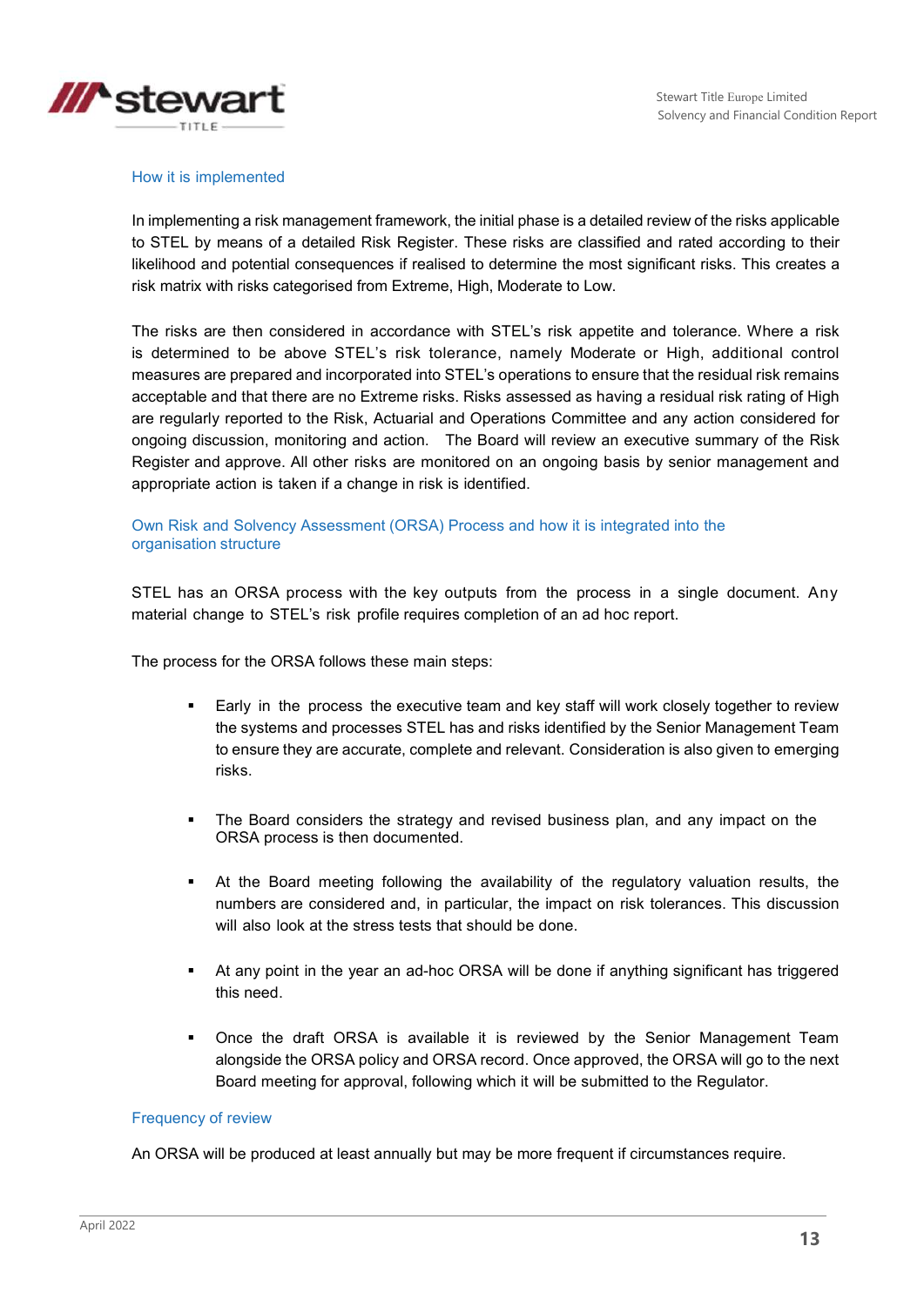### How it is implemented

In implementing a risk management framework, the initial phase is a detailed review of the risks applicable to STEL by means of a detailed Risk Register. These risks are classified and rated according to their likelihood and potential consequences if realised to determine the most significant risks. This creates a risk matrix with risks categorised from Extreme, High, Moderate to Low.

The risks are then considered in accordance with STEL's risk appetite and tolerance. Where a risk is determined to be above STEL's risk tolerance, namely Moderate or High, additional control measures are prepared and incorporated into STEL's operations to ensure that the residual risk remains acceptable and that there are no Extreme risks. Risks assessed as having a residual risk rating of High are regularly reported to the Risk, Actuarial and Operations Committee and any action considered for ongoing discussion, monitoring and action. The Board will review an executive summary of the Risk Register and approve. All other risks are monitored on an ongoing basis by senior management and appropriate action is taken if a change in risk is identified.

### Own Risk and Solvency Assessment (ORSA) Process and how it is integrated into the organisation structure

STEL has an ORSA process with the key outputs from the process in a single document. Any material change to STEL's risk profile requires completion of an ad hoc report.

The process for the ORSA follows these main steps:

- Early in the process the executive team and key staff will work closely together to review the systems and processes STEL has and risks identified by the Senior Management Team to ensure they are accurate, complete and relevant. Consideration is also given to emerging risks.
- The Board considers the strategy and revised business plan, and any impact on the ORSA process is then documented.
- At the Board meeting following the availability of the regulatory valuation results, the numbers are considered and, in particular, the impact on risk tolerances. This discussion will also look at the stress tests that should be done.
- At any point in the year an ad-hoc ORSA will be done if anything significant has triggered this need.
- Once the draft ORSA is available it is reviewed by the Senior Management Team alongside the ORSA policy and ORSA record. Once approved, the ORSA will go to the next Board meeting for approval, following which it will be submitted to the Regulator.

### Frequency of review

An ORSA will be produced at least annually but may be more frequent if circumstances require.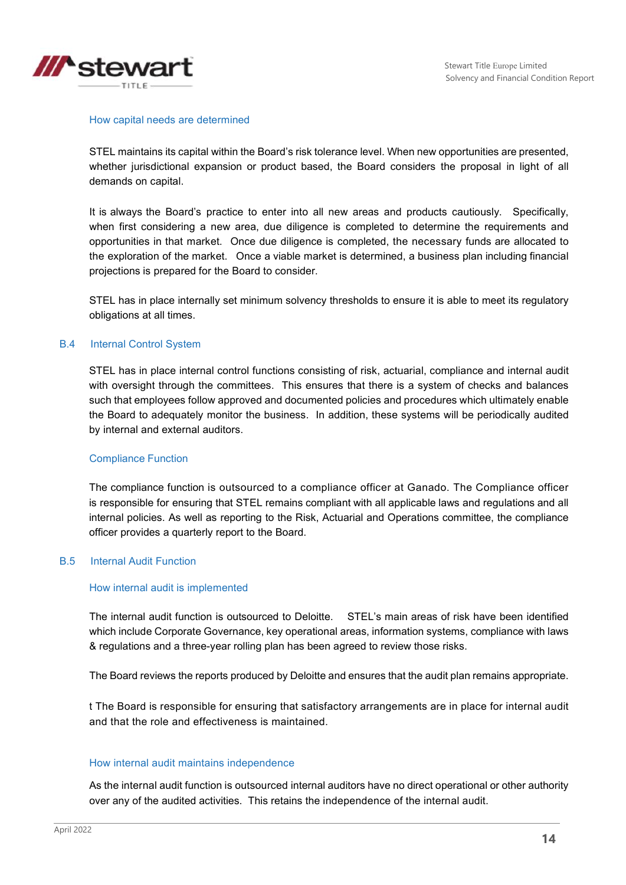### How capital needs are determined

STEL maintains its capital within the Board's risk tolerance level. When new opportunities are presented, whether jurisdictional expansion or product based, the Board considers the proposal in light of all demands on capital.

It is always the Board's practice to enter into all new areas and products cautiously. Specifically, when first considering a new area, due diligence is completed to determine the requirements and opportunities in that market. Once due diligence is completed, the necessary funds are allocated to the exploration of the market. Once a viable market is determined, a business plan including financial projections is prepared for the Board to consider.

STEL has in place internally set minimum solvency thresholds to ensure it is able to meet its regulatory obligations at all times.

## B.4 Internal Control System

STEL has in place internal control functions consisting of risk, actuarial, compliance and internal audit with oversight through the committees. This ensures that there is a system of checks and balances such that employees follow approved and documented policies and procedures which ultimately enable the Board to adequately monitor the business. In addition, these systems will be periodically audited by internal and external auditors.

### Compliance Function

The compliance function is outsourced to a compliance officer at Ganado. The Compliance officer is responsible for ensuring that STEL remains compliant with all applicable laws and regulations and all internal policies. As well as reporting to the Risk, Actuarial and Operations committee, the compliance officer provides a quarterly report to the Board.

## B.5 Internal Audit Function

### How internal audit is implemented

The internal audit function is outsourced to Deloitte. STEL's main areas of risk have been identified which include Corporate Governance, key operational areas, information systems, compliance with laws & regulations and a three-year rolling plan has been agreed to review those risks.

The Board reviews the reports produced by Deloitte and ensures that the audit plan remains appropriate.

t The Board is responsible for ensuring that satisfactory arrangements are in place for internal audit and that the role and effectiveness is maintained.

### How internal audit maintains independence

As the internal audit function is outsourced internal auditors have no direct operational or other authority over any of the audited activities. This retains the independence of the internal audit.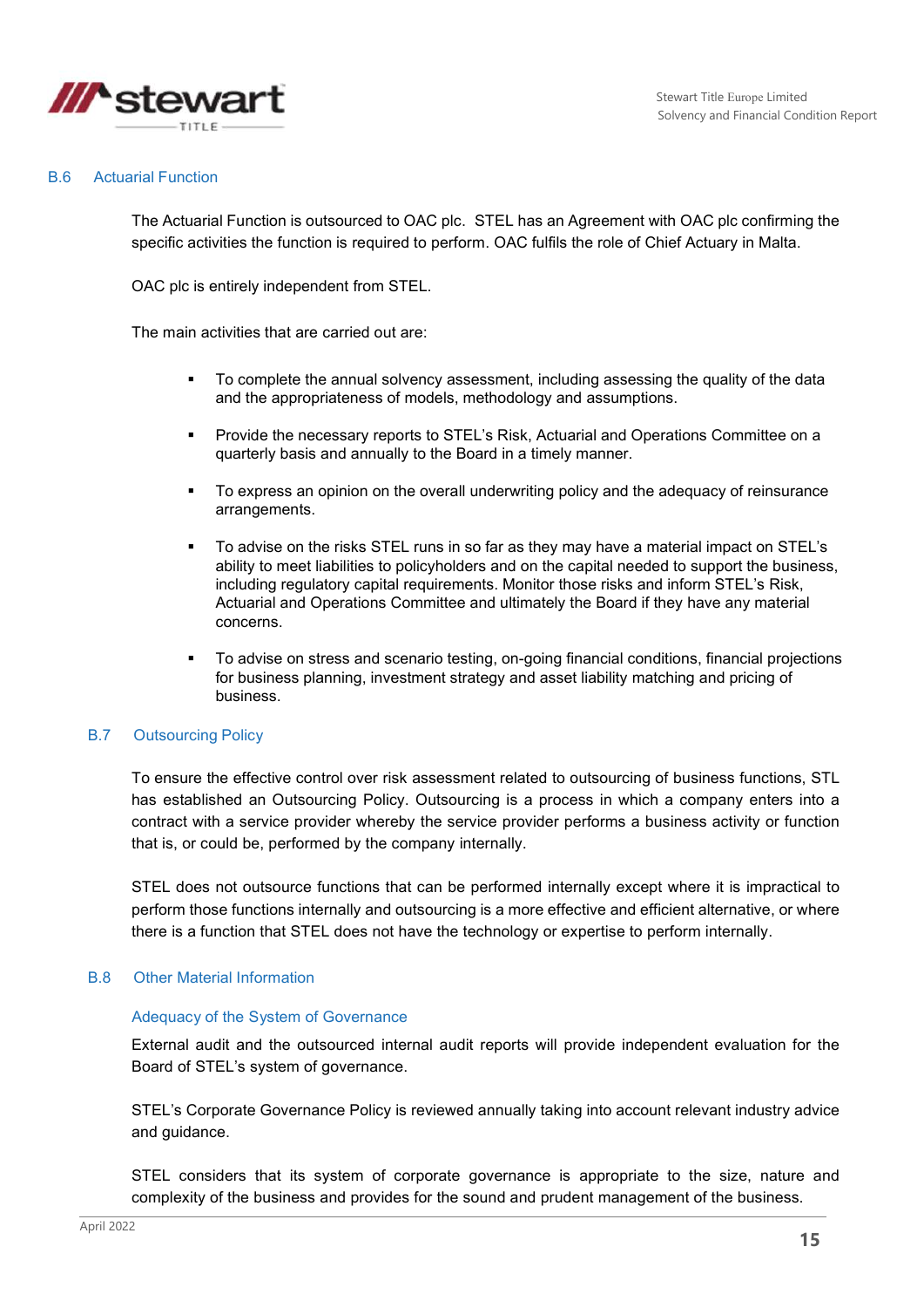## B.6 Actuarial Function

The Actuarial Function is outsourced to OAC plc. STEL has an Agreement with OAC plc confirming the specific activities the function is required to perform. OAC fulfils the role of Chief Actuary in Malta.

OAC plc is entirely independent from STEL.

The main activities that are carried out are:

- To complete the annual solvency assessment, including assessing the quality of the data and the appropriateness of models, methodology and assumptions.
- Provide the necessary reports to STEL's Risk, Actuarial and Operations Committee on a quarterly basis and annually to the Board in a timely manner.
- To express an opinion on the overall underwriting policy and the adequacy of reinsurance arrangements.
- To advise on the risks STEL runs in so far as they may have a material impact on STEL's ability to meet liabilities to policyholders and on the capital needed to support the business, including regulatory capital requirements. Monitor those risks and inform STEL's Risk, Actuarial and Operations Committee and ultimately the Board if they have any material concerns.
- To advise on stress and scenario testing, on-going financial conditions, financial projections for business planning, investment strategy and asset liability matching and pricing of business.

## B.7 Outsourcing Policy

To ensure the effective control over risk assessment related to outsourcing of business functions, STL has established an Outsourcing Policy. Outsourcing is a process in which a company enters into a contract with a service provider whereby the service provider performs a business activity or function that is, or could be, performed by the company internally.

STEL does not outsource functions that can be performed internally except where it is impractical to perform those functions internally and outsourcing is a more effective and efficient alternative, or where there is a function that STEL does not have the technology or expertise to perform internally.

## B.8 Other Material Information

### Adequacy of the System of Governance

External audit and the outsourced internal audit reports will provide independent evaluation for the Board of STEL's system of governance.

STEL's Corporate Governance Policy is reviewed annually taking into account relevant industry advice and guidance.

STEL considers that its system of corporate governance is appropriate to the size, nature and complexity of the business and provides for the sound and prudent management of the business.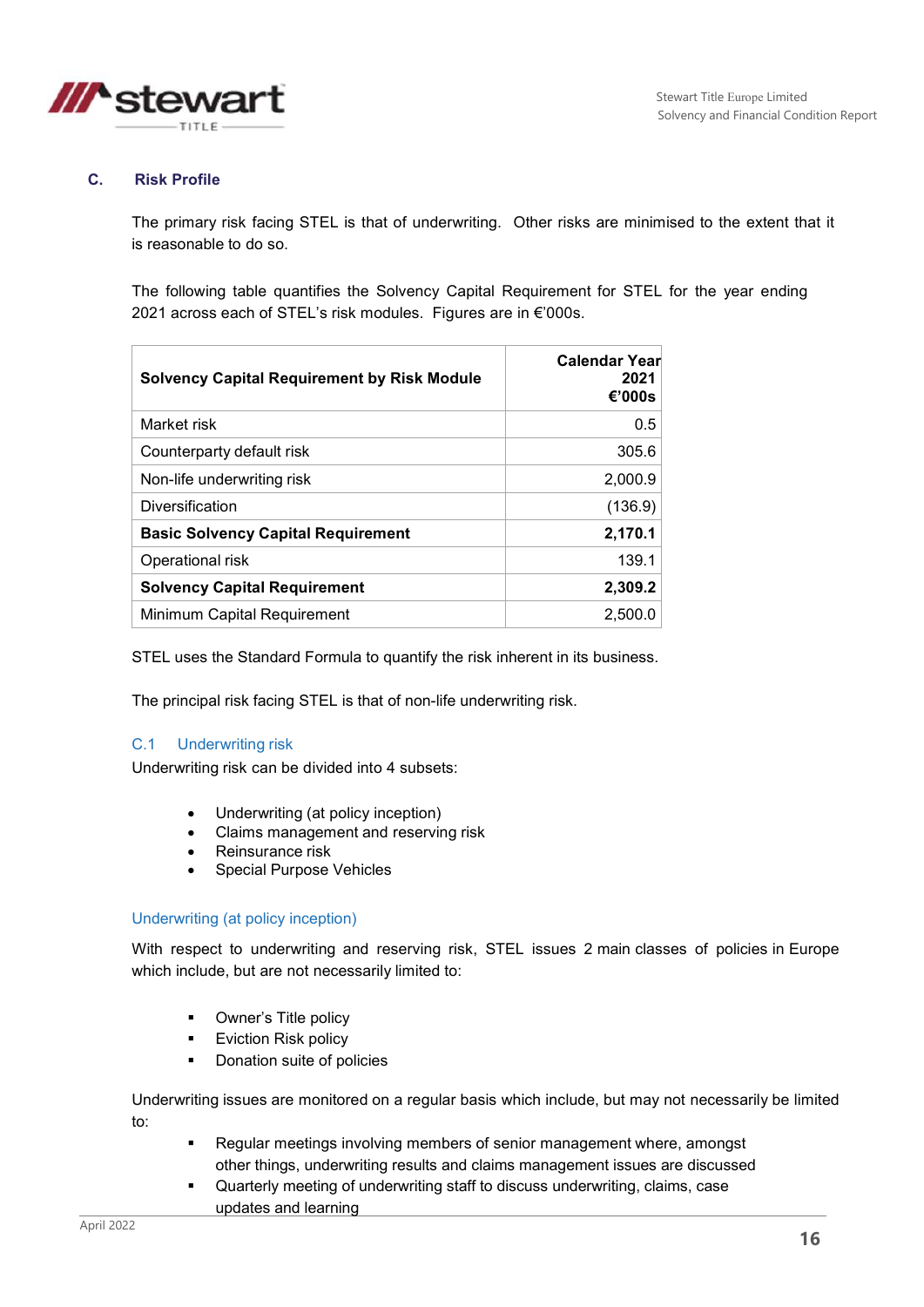## C. Risk Profile

The primary risk facing STEL is that of underwriting. Other risks are minimised to the extent that it is reasonable to do so.

The following table quantifies the Solvency Capital Requirement for STEL for the year ending 2021 across each of STEL's risk modules. Figures are in €'000s.

| **Solvency Capital Requirement by Risk Module** | **Calendar Year 2021 €'000s** |
|---|---|
| Market risk | 0.5 |
| Counterparty default risk | 305.6 |
| Non-life underwriting risk | 2,000.9 |
| Diversification | (136.9) |
| **Basic Solvency Capital Requirement** | **2,170.1** |
| Operational risk | 139.1 |
| **Solvency Capital Requirement** | **2,309.2** |
| Minimum Capital Requirement | 2,500.0 |

STEL uses the Standard Formula to quantify the risk inherent in its business.

The principal risk facing STEL is that of non-life underwriting risk.

### C.1 Underwriting risk

Underwriting risk can be divided into 4 subsets:

- Underwriting (at policy inception)
- Claims management and reserving risk
- Reinsurance risk
- Special Purpose Vehicles

#### Underwriting (at policy inception)

With respect to underwriting and reserving risk, STEL issues 2 main classes of policies in Europe which include, but are not necessarily limited to:

- Owner's Title policy
- Eviction Risk policy
- Donation suite of policies

Underwriting issues are monitored on a regular basis which include, but may not necessarily be limited to:

- Regular meetings involving members of senior management where, amongst other things, underwriting results and claims management issues are discussed
- Quarterly meeting of underwriting staff to discuss underwriting, claims, case updates and learning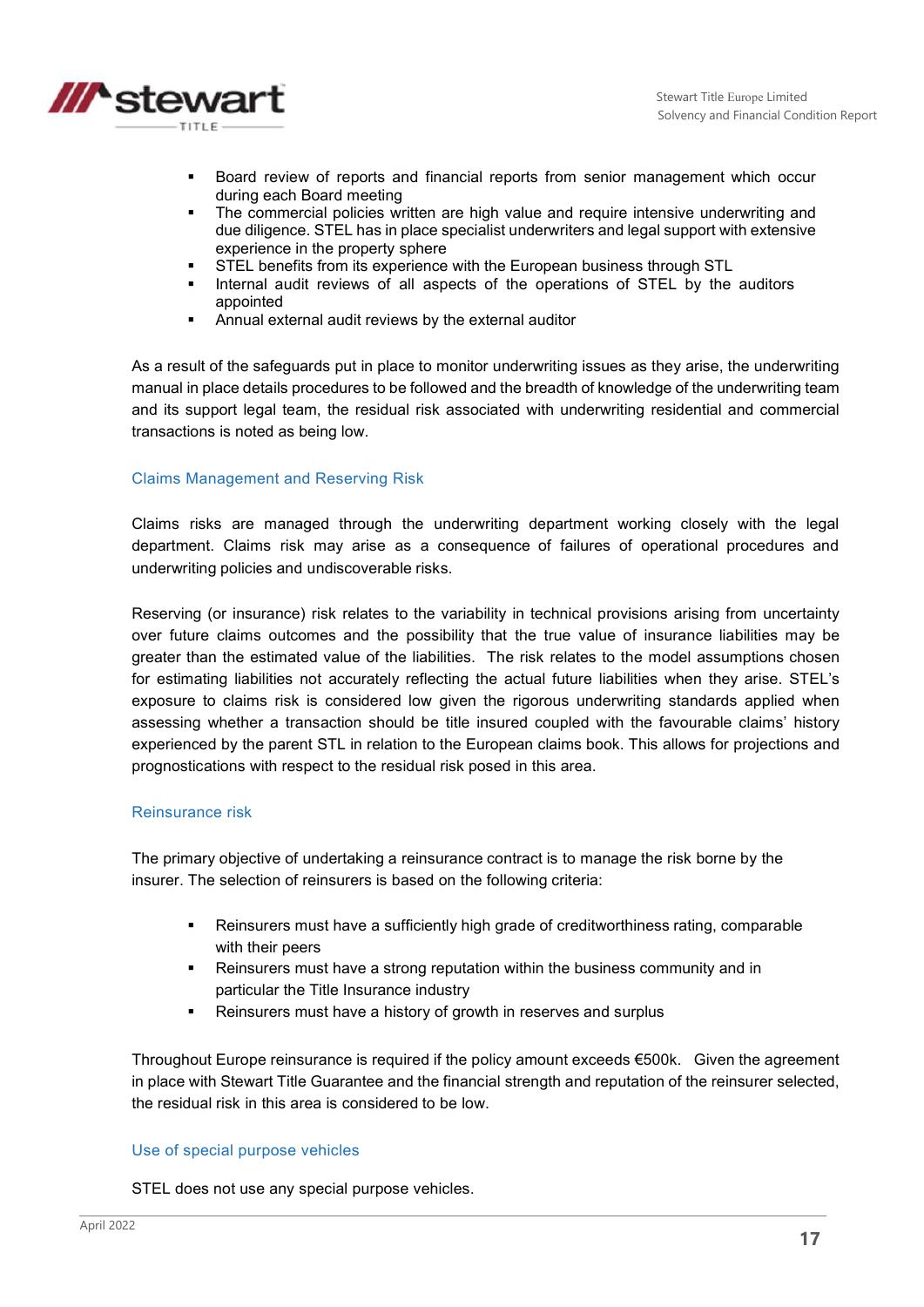- Board review of reports and financial reports from senior management which occur during each Board meeting
- The commercial policies written are high value and require intensive underwriting and due diligence. STEL has in place specialist underwriters and legal support with extensive experience in the property sphere
- STEL benefits from its experience with the European business through STL
- Internal audit reviews of all aspects of the operations of STEL by the auditors appointed
- Annual external audit reviews by the external auditor

As a result of the safeguards put in place to monitor underwriting issues as they arise, the underwriting manual in place details procedures to be followed and the breadth of knowledge of the underwriting team and its support legal team, the residual risk associated with underwriting residential and commercial transactions is noted as being low.

### Claims Management and Reserving Risk

Claims risks are managed through the underwriting department working closely with the legal department. Claims risk may arise as a consequence of failures of operational procedures and underwriting policies and undiscoverable risks.

Reserving (or insurance) risk relates to the variability in technical provisions arising from uncertainty over future claims outcomes and the possibility that the true value of insurance liabilities may be greater than the estimated value of the liabilities. The risk relates to the model assumptions chosen for estimating liabilities not accurately reflecting the actual future liabilities when they arise. STEL's exposure to claims risk is considered low given the rigorous underwriting standards applied when assessing whether a transaction should be title insured coupled with the favourable claims' history experienced by the parent STL in relation to the European claims book. This allows for projections and prognostications with respect to the residual risk posed in this area.

### Reinsurance risk

The primary objective of undertaking a reinsurance contract is to manage the risk borne by the insurer. The selection of reinsurers is based on the following criteria:

- Reinsurers must have a sufficiently high grade of creditworthiness rating, comparable with their peers
- Reinsurers must have a strong reputation within the business community and in particular the Title Insurance industry
- Reinsurers must have a history of growth in reserves and surplus

Throughout Europe reinsurance is required if the policy amount exceeds €500k. Given the agreement in place with Stewart Title Guarantee and the financial strength and reputation of the reinsurer selected, the residual risk in this area is considered to be low.

### Use of special purpose vehicles

STEL does not use any special purpose vehicles.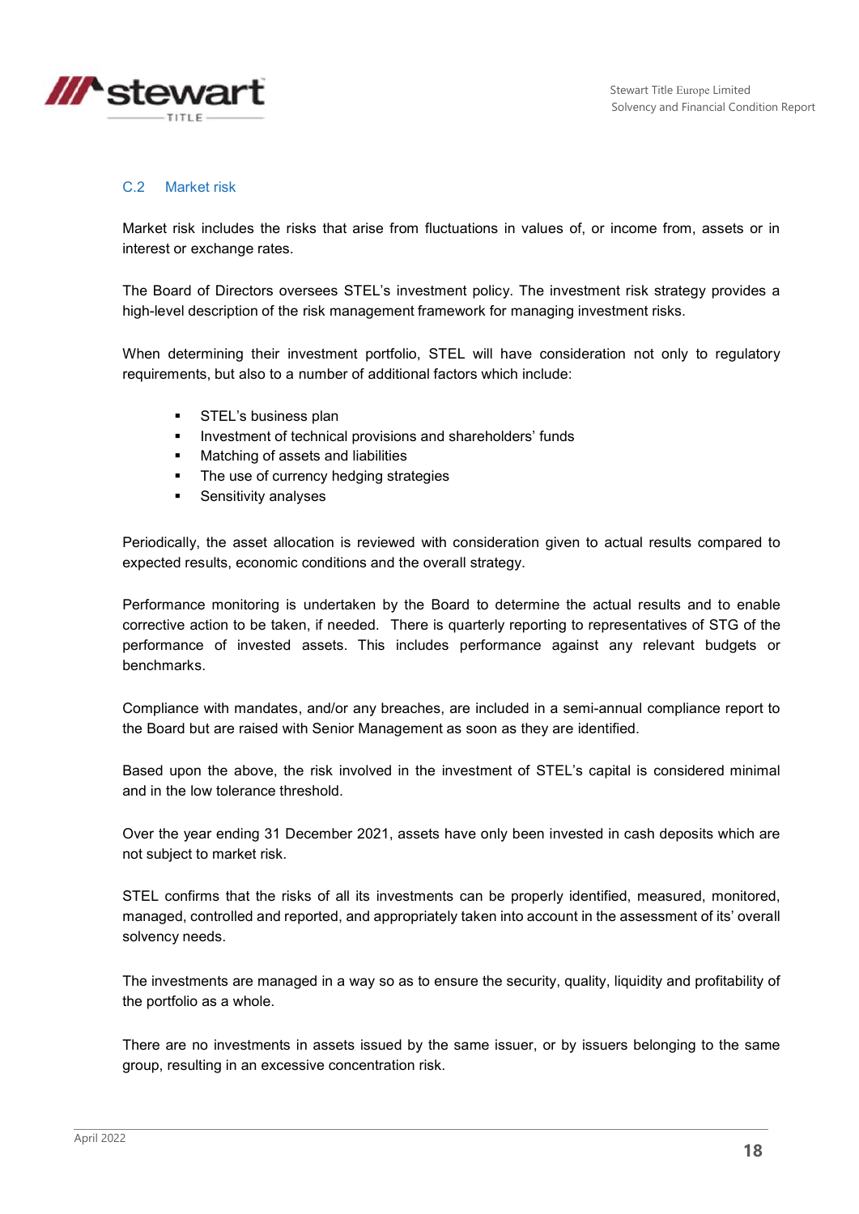## C.2 Market risk

Market risk includes the risks that arise from fluctuations in values of, or income from, assets or in interest or exchange rates.

The Board of Directors oversees STEL's investment policy. The investment risk strategy provides a high-level description of the risk management framework for managing investment risks.

When determining their investment portfolio, STEL will have consideration not only to regulatory requirements, but also to a number of additional factors which include:

- STEL's business plan
- Investment of technical provisions and shareholders' funds
- Matching of assets and liabilities
- The use of currency hedging strategies
- Sensitivity analyses

Periodically, the asset allocation is reviewed with consideration given to actual results compared to expected results, economic conditions and the overall strategy.

Performance monitoring is undertaken by the Board to determine the actual results and to enable corrective action to be taken, if needed. There is quarterly reporting to representatives of STG of the performance of invested assets. This includes performance against any relevant budgets or benchmarks.

Compliance with mandates, and/or any breaches, are included in a semi-annual compliance report to the Board but are raised with Senior Management as soon as they are identified.

Based upon the above, the risk involved in the investment of STEL's capital is considered minimal and in the low tolerance threshold.

Over the year ending 31 December 2021, assets have only been invested in cash deposits which are not subject to market risk.

STEL confirms that the risks of all its investments can be properly identified, measured, monitored, managed, controlled and reported, and appropriately taken into account in the assessment of its' overall solvency needs.

The investments are managed in a way so as to ensure the security, quality, liquidity and profitability of the portfolio as a whole.

There are no investments in assets issued by the same issuer, or by issuers belonging to the same group, resulting in an excessive concentration risk.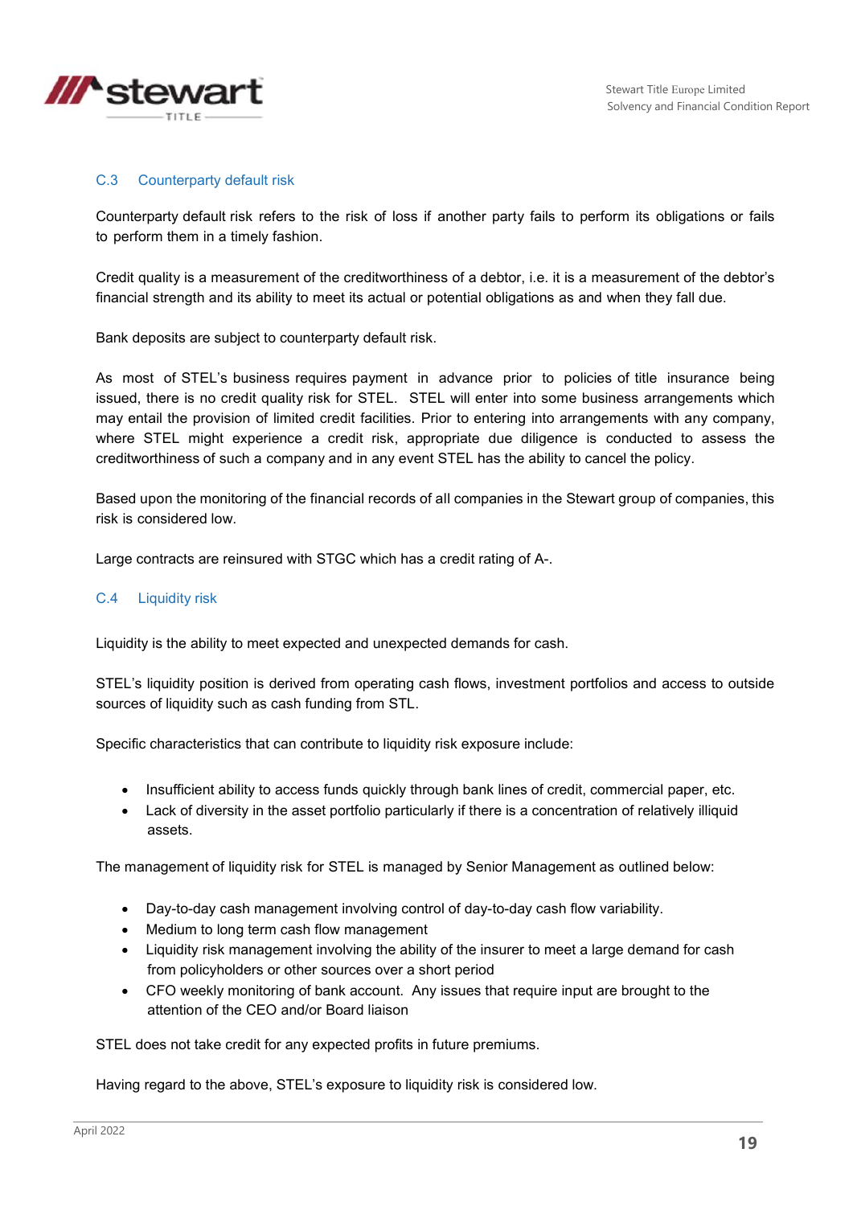## C.3 Counterparty default risk

Counterparty default risk refers to the risk of loss if another party fails to perform its obligations or fails to perform them in a timely fashion.

Credit quality is a measurement of the creditworthiness of a debtor, i.e. it is a measurement of the debtor's financial strength and its ability to meet its actual or potential obligations as and when they fall due.

Bank deposits are subject to counterparty default risk.

As most of STEL's business requires payment in advance prior to policies of title insurance being issued, there is no credit quality risk for STEL. STEL will enter into some business arrangements which may entail the provision of limited credit facilities. Prior to entering into arrangements with any company, where STEL might experience a credit risk, appropriate due diligence is conducted to assess the creditworthiness of such a company and in any event STEL has the ability to cancel the policy.

Based upon the monitoring of the financial records of all companies in the Stewart group of companies, this risk is considered low.

Large contracts are reinsured with STGC which has a credit rating of A-.

## C.4 Liquidity risk

Liquidity is the ability to meet expected and unexpected demands for cash.

STEL's liquidity position is derived from operating cash flows, investment portfolios and access to outside sources of liquidity such as cash funding from STL.

Specific characteristics that can contribute to liquidity risk exposure include:

- Insufficient ability to access funds quickly through bank lines of credit, commercial paper, etc.
- Lack of diversity in the asset portfolio particularly if there is a concentration of relatively illiquid assets.

The management of liquidity risk for STEL is managed by Senior Management as outlined below:

- Day-to-day cash management involving control of day-to-day cash flow variability.
- Medium to long term cash flow management
- Liquidity risk management involving the ability of the insurer to meet a large demand for cash from policyholders or other sources over a short period
- CFO weekly monitoring of bank account. Any issues that require input are brought to the attention of the CEO and/or Board liaison

STEL does not take credit for any expected profits in future premiums.

Having regard to the above, STEL's exposure to liquidity risk is considered low.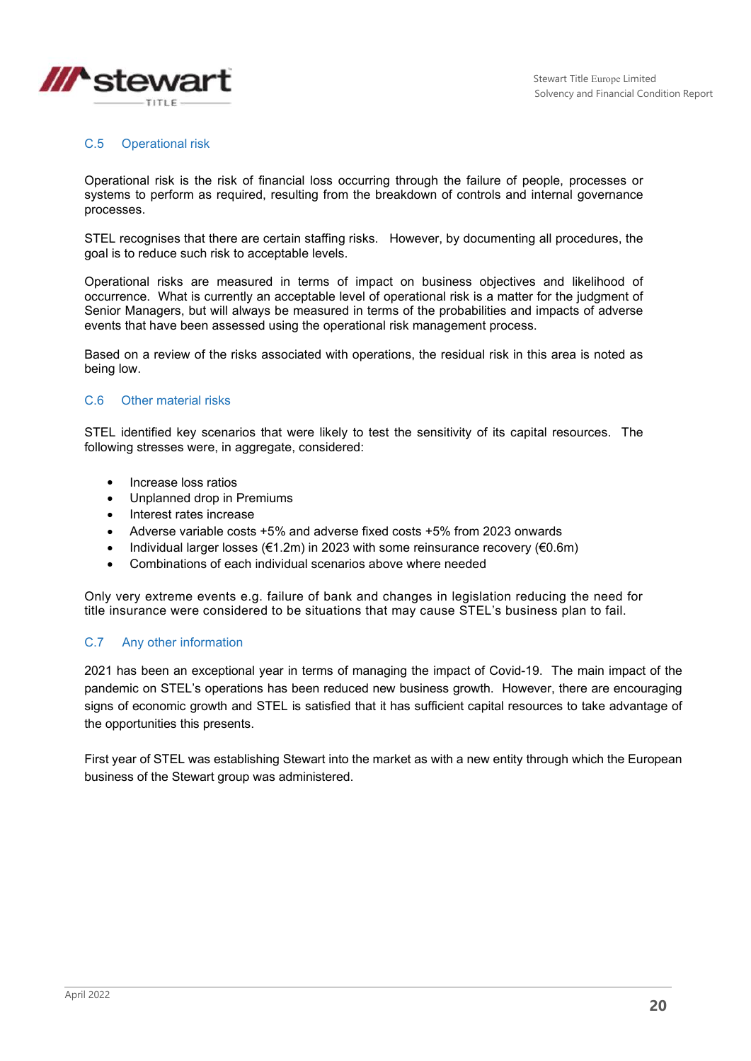## C.5 Operational risk

Operational risk is the risk of financial loss occurring through the failure of people, processes or systems to perform as required, resulting from the breakdown of controls and internal governance processes.

STEL recognises that there are certain staffing risks. However, by documenting all procedures, the goal is to reduce such risk to acceptable levels.

Operational risks are measured in terms of impact on business objectives and likelihood of occurrence. What is currently an acceptable level of operational risk is a matter for the judgment of Senior Managers, but will always be measured in terms of the probabilities and impacts of adverse events that have been assessed using the operational risk management process.

Based on a review of the risks associated with operations, the residual risk in this area is noted as being low.

## C.6 Other material risks

STEL identified key scenarios that were likely to test the sensitivity of its capital resources. The following stresses were, in aggregate, considered:

- Increase loss ratios
- Unplanned drop in Premiums
- Interest rates increase
- Adverse variable costs +5% and adverse fixed costs +5% from 2023 onwards
- Individual larger losses (€1.2m) in 2023 with some reinsurance recovery (€0.6m)
- Combinations of each individual scenarios above where needed

Only very extreme events e.g. failure of bank and changes in legislation reducing the need for title insurance were considered to be situations that may cause STEL's business plan to fail.

## C.7 Any other information

2021 has been an exceptional year in terms of managing the impact of Covid-19. The main impact of the pandemic on STEL's operations has been reduced new business growth. However, there are encouraging signs of economic growth and STEL is satisfied that it has sufficient capital resources to take advantage of the opportunities this presents.

First year of STEL was establishing Stewart into the market as with a new entity through which the European business of the Stewart group was administered.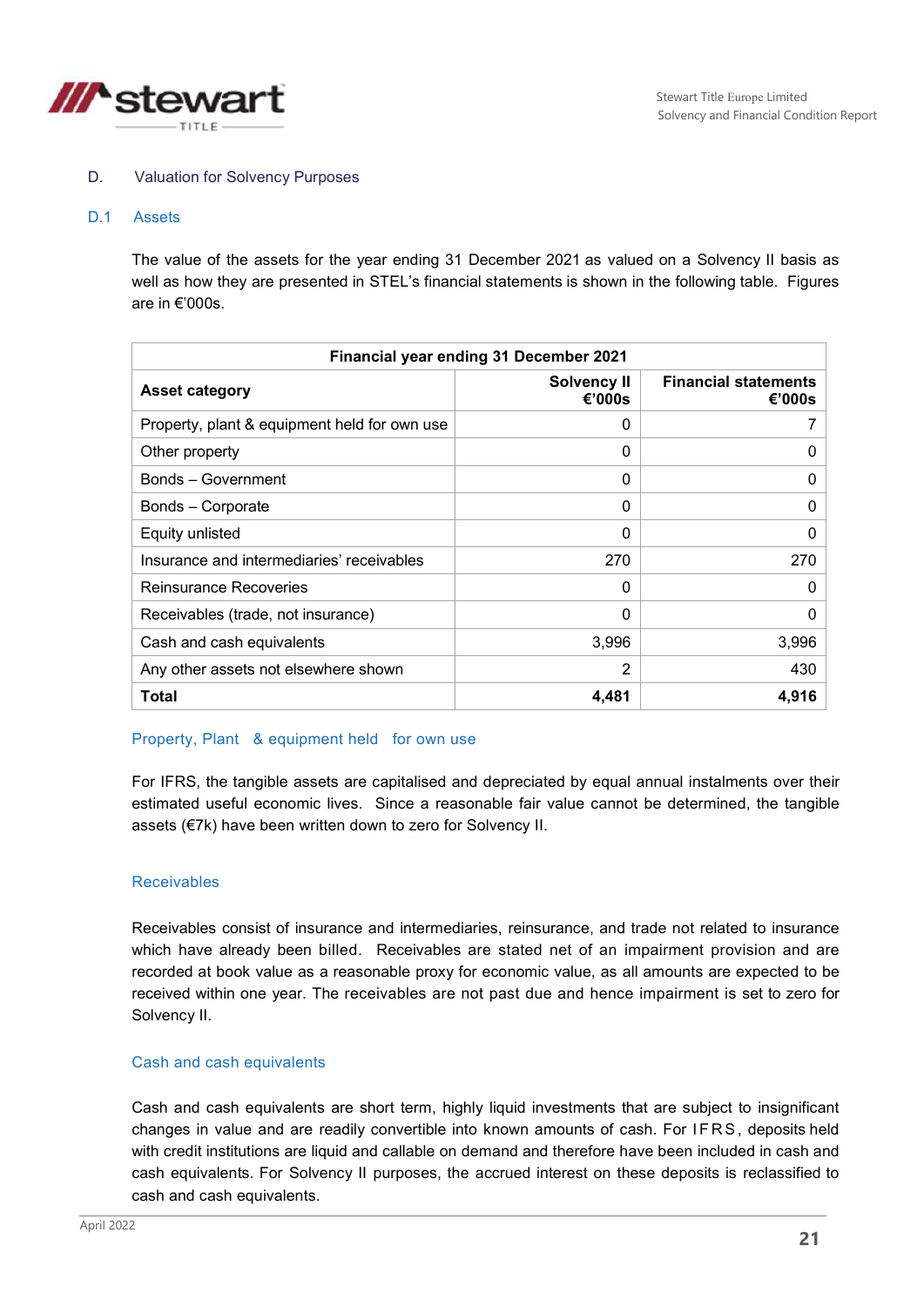# D. Valuation for Solvency Purposes

## D.1 Assets

The value of the assets for the year ending 31 December 2021 as valued on a Solvency II basis as well as how they are presented in STEL's financial statements is shown in the following table. Figures are in €'000s.

| Financial year ending 31 December 2021 | | |
|---|---|---|
| **Asset category** | **Solvency II €'000s** | **Financial statements €'000s** |
| Property, plant & equipment held for own use | 0 | 7 |
| Other property | 0 | 0 |
| Bonds – Government | 0 | 0 |
| Bonds – Corporate | 0 | 0 |
| Equity unlisted | 0 | 0 |
| Insurance and intermediaries' receivables | 270 | 270 |
| Reinsurance Recoveries | 0 | 0 |
| Receivables (trade, not insurance) | 0 | 0 |
| Cash and cash equivalents | 3,996 | 3,996 |
| Any other assets not elsewhere shown | 2 | 430 |
| **Total** | **4,481** | **4,916** |

### Property, Plant & equipment held for own use

For IFRS, the tangible assets are capitalised and depreciated by equal annual instalments over their estimated useful economic lives. Since a reasonable fair value cannot be determined, the tangible assets (€7k) have been written down to zero for Solvency II.

### Receivables

Receivables consist of insurance and intermediaries, reinsurance, and trade not related to insurance which have already been billed. Receivables are stated net of an impairment provision and are recorded at book value as a reasonable proxy for economic value, as all amounts are expected to be received within one year. The receivables are not past due and hence impairment is set to zero for Solvency II.

### Cash and cash equivalents

Cash and cash equivalents are short term, highly liquid investments that are subject to insignificant changes in value and are readily convertible into known amounts of cash. For IFRS, deposits held with credit institutions are liquid and callable on demand and therefore have been included in cash and cash equivalents. For Solvency II purposes, the accrued interest on these deposits is reclassified to cash and cash equivalents.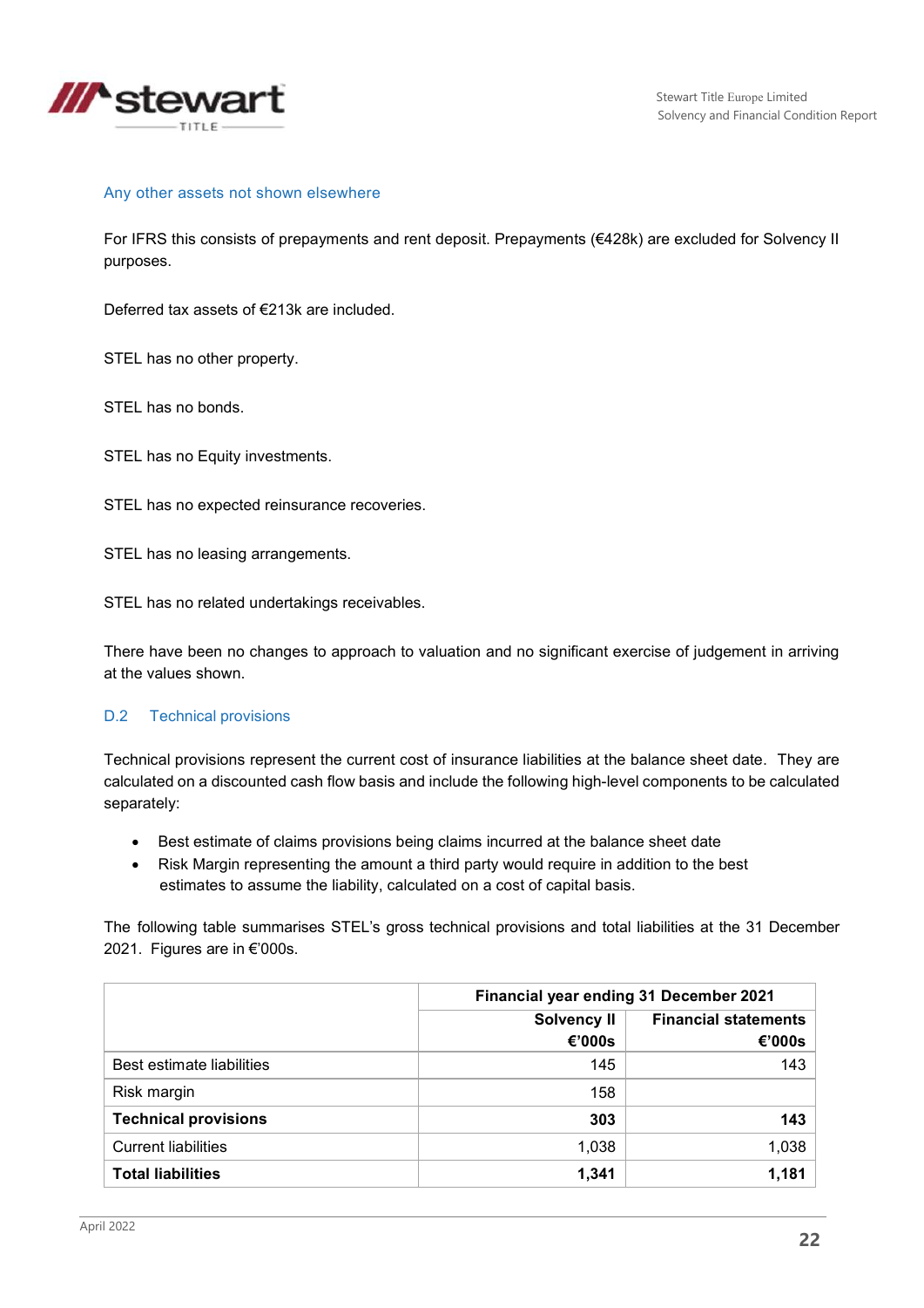### Any other assets not shown elsewhere

For IFRS this consists of prepayments and rent deposit. Prepayments (€428k) are excluded for Solvency II purposes.

Deferred tax assets of €213k are included.

STEL has no other property.

STEL has no bonds.

STEL has no Equity investments.

STEL has no expected reinsurance recoveries.

STEL has no leasing arrangements.

STEL has no related undertakings receivables.

There have been no changes to approach to valuation and no significant exercise of judgement in arriving at the values shown.

## D.2 Technical provisions

Technical provisions represent the current cost of insurance liabilities at the balance sheet date. They are calculated on a discounted cash flow basis and include the following high-level components to be calculated separately:

- Best estimate of claims provisions being claims incurred at the balance sheet date
- Risk Margin representing the amount a third party would require in addition to the best estimates to assume the liability, calculated on a cost of capital basis.

The following table summarises STEL's gross technical provisions and total liabilities at the 31 December 2021. Figures are in €'000s.

| | **Financial year ending 31 December 2021** | |
|---|---|---|
| | **Solvency II €'000s** | **Financial statements €'000s** |
| Best estimate liabilities | 145 | 143 |
| Risk margin | 158 | |
| **Technical provisions** | **303** | **143** |
| Current liabilities | 1,038 | 1,038 |
| **Total liabilities** | **1,341** | **1,181** |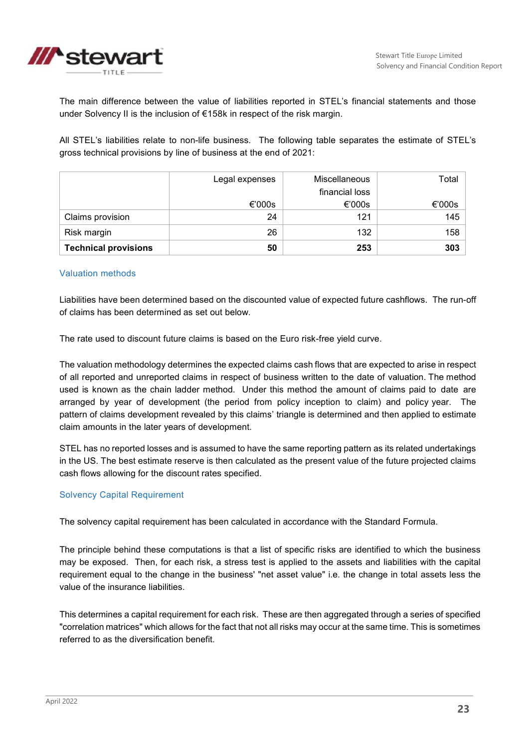The main difference between the value of liabilities reported in STEL's financial statements and those under Solvency II is the inclusion of €158k in respect of the risk margin.

All STEL's liabilities relate to non-life business. The following table separates the estimate of STEL's gross technical provisions by line of business at the end of 2021:

| | Legal expenses €'000s | Miscellaneous financial loss €'000s | Total €'000s |
|---|---|---|---|
| Claims provision | 24 | 121 | 145 |
| Risk margin | 26 | 132 | 158 |
| **Technical provisions** | **50** | **253** | **303** |

### Valuation methods

Liabilities have been determined based on the discounted value of expected future cashflows. The run-off of claims has been determined as set out below.

The rate used to discount future claims is based on the Euro risk-free yield curve.

The valuation methodology determines the expected claims cash flows that are expected to arise in respect of all reported and unreported claims in respect of business written to the date of valuation. The method used is known as the chain ladder method. Under this method the amount of claims paid to date are arranged by year of development (the period from policy inception to claim) and policy year. The pattern of claims development revealed by this claims' triangle is determined and then applied to estimate claim amounts in the later years of development.

STEL has no reported losses and is assumed to have the same reporting pattern as its related undertakings in the US. The best estimate reserve is then calculated as the present value of the future projected claims cash flows allowing for the discount rates specified.

### Solvency Capital Requirement

The solvency capital requirement has been calculated in accordance with the Standard Formula.

The principle behind these computations is that a list of specific risks are identified to which the business may be exposed. Then, for each risk, a stress test is applied to the assets and liabilities with the capital requirement equal to the change in the business' "net asset value" i.e. the change in total assets less the value of the insurance liabilities.

This determines a capital requirement for each risk. These are then aggregated through a series of specified "correlation matrices" which allows for the fact that not all risks may occur at the same time. This is sometimes referred to as the diversification benefit.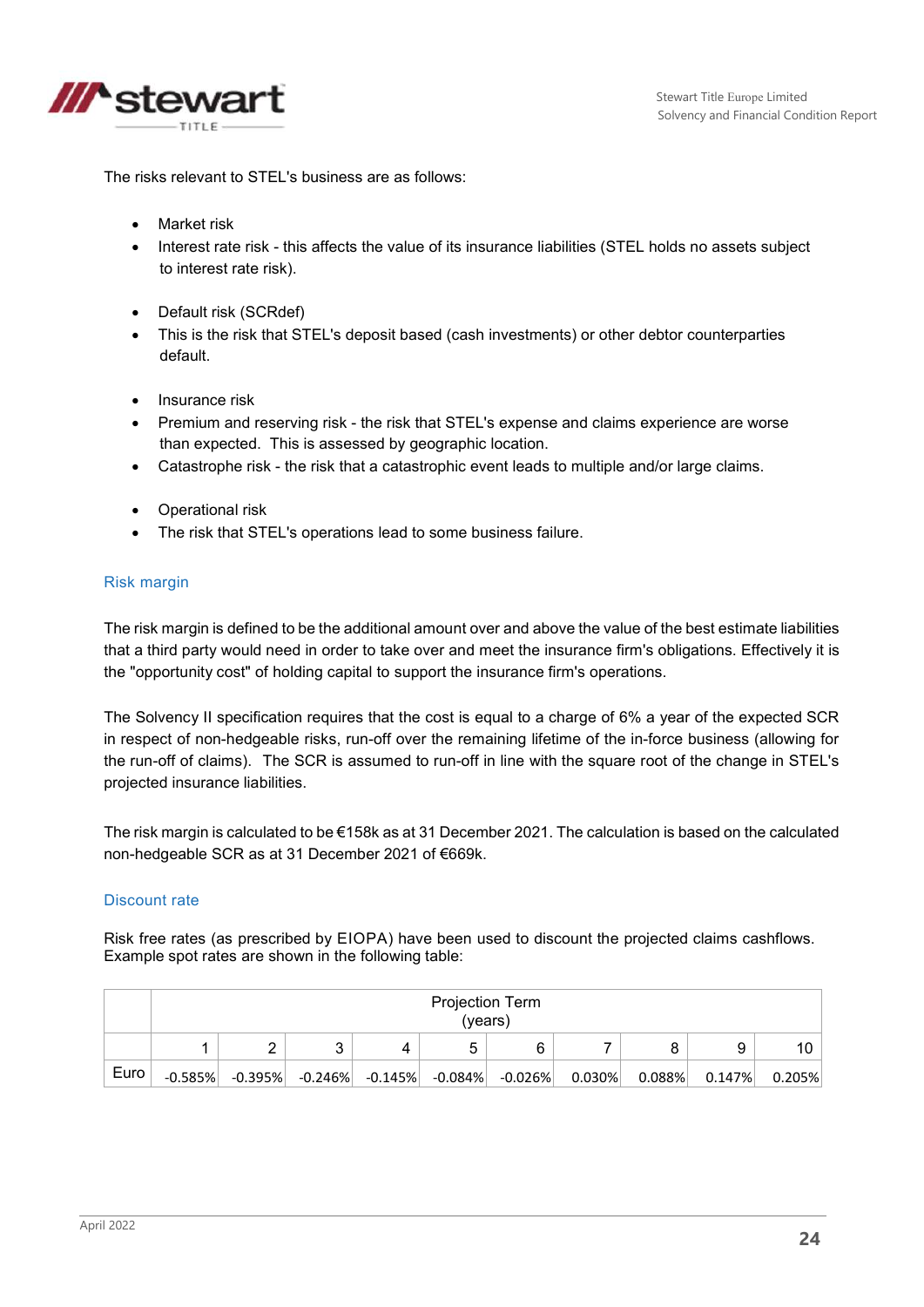The risks relevant to STEL's business are as follows:

- Market risk
- Interest rate risk - this affects the value of its insurance liabilities (STEL holds no assets subject to interest rate risk).

- Default risk (SCRdef)
- This is the risk that STEL's deposit based (cash investments) or other debtor counterparties default.

- Insurance risk
- Premium and reserving risk - the risk that STEL's expense and claims experience are worse than expected. This is assessed by geographic location.
- Catastrophe risk - the risk that a catastrophic event leads to multiple and/or large claims.

- Operational risk
- The risk that STEL's operations lead to some business failure.

### Risk margin

The risk margin is defined to be the additional amount over and above the value of the best estimate liabilities that a third party would need in order to take over and meet the insurance firm's obligations. Effectively it is the "opportunity cost" of holding capital to support the insurance firm's operations.

The Solvency II specification requires that the cost is equal to a charge of 6% a year of the expected SCR in respect of non-hedgeable risks, run-off over the remaining lifetime of the in-force business (allowing for the run-off of claims). The SCR is assumed to run-off in line with the square root of the change in STEL's projected insurance liabilities.

The risk margin is calculated to be €158k as at 31 December 2021. The calculation is based on the calculated non-hedgeable SCR as at 31 December 2021 of €669k.

### Discount rate

Risk free rates (as prescribed by EIOPA) have been used to discount the projected claims cashflows. Example spot rates are shown in the following table:

| | Projection Term (years) | | | | | | | | | |
|---|---|---|---|---|---|---|---|---|---|---|
| | 1 | 2 | 3 | 4 | 5 | 6 | 7 | 8 | 9 | 10 |
| Euro | -0.585% | -0.395% | -0.246% | -0.145% | -0.084% | -0.026% | 0.030% | 0.088% | 0.147% | 0.205% |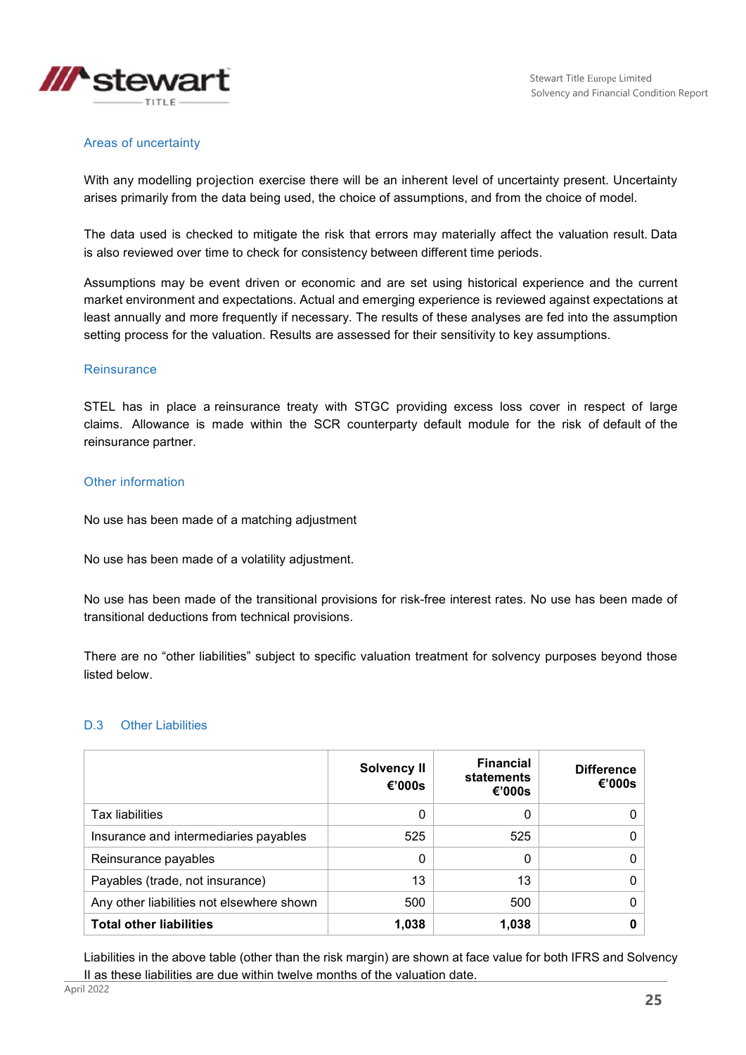### Areas of uncertainty

With any modelling projection exercise there will be an inherent level of uncertainty present. Uncertainty arises primarily from the data being used, the choice of assumptions, and from the choice of model.

The data used is checked to mitigate the risk that errors may materially affect the valuation result. Data is also reviewed over time to check for consistency between different time periods.

Assumptions may be event driven or economic and are set using historical experience and the current market environment and expectations. Actual and emerging experience is reviewed against expectations at least annually and more frequently if necessary. The results of these analyses are fed into the assumption setting process for the valuation. Results are assessed for their sensitivity to key assumptions.

### Reinsurance

STEL has in place a reinsurance treaty with STGC providing excess loss cover in respect of large claims. Allowance is made within the SCR counterparty default module for the risk of default of the reinsurance partner.

### Other information

No use has been made of a matching adjustment

No use has been made of a volatility adjustment.

No use has been made of the transitional provisions for risk-free interest rates. No use has been made of transitional deductions from technical provisions.

There are no "other liabilities" subject to specific valuation treatment for solvency purposes beyond those listed below.

## D.3 Other Liabilities

| | Solvency II €'000s | Financial statements €'000s | Difference €'000s |
|---|---|---|---|
| Tax liabilities | 0 | 0 | 0 |
| Insurance and intermediaries payables | 525 | 525 | 0 |
| Reinsurance payables | 0 | 0 | 0 |
| Payables (trade, not insurance) | 13 | 13 | 0 |
| Any other liabilities not elsewhere shown | 500 | 500 | 0 |
| **Total other liabilities** | **1,038** | **1,038** | **0** |

Liabilities in the above table (other than the risk margin) are shown at face value for both IFRS and Solvency II as these liabilities are due within twelve months of the valuation date.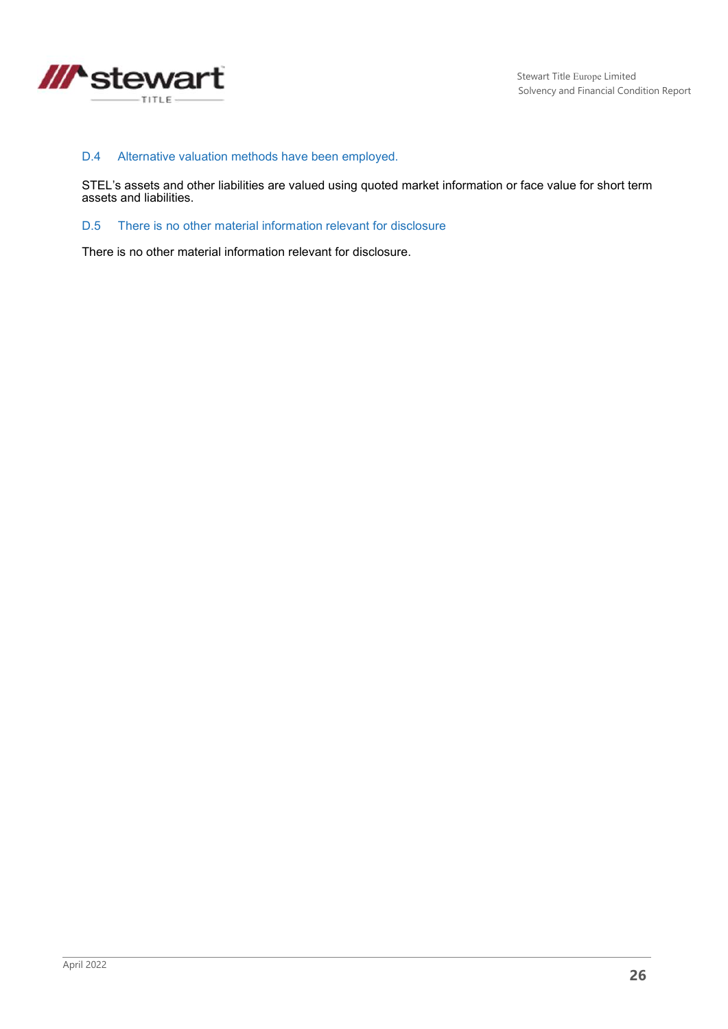## D.4 Alternative valuation methods have been employed.

STEL's assets and other liabilities are valued using quoted market information or face value for short term assets and liabilities.

## D.5 There is no other material information relevant for disclosure

There is no other material information relevant for disclosure.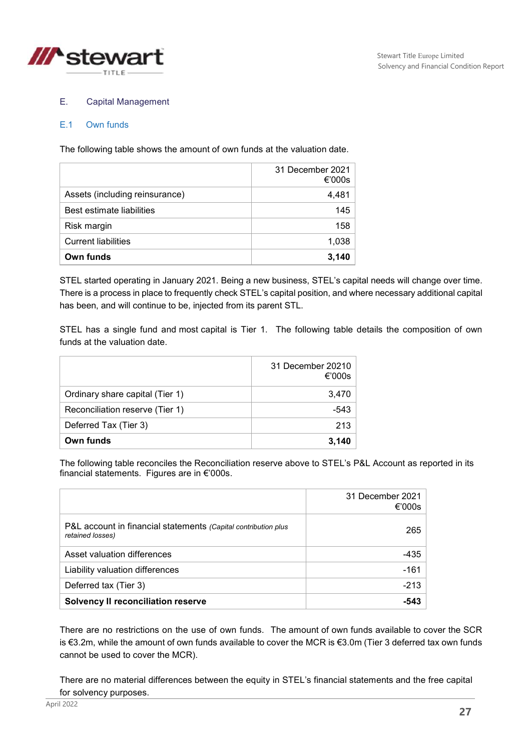# E. Capital Management

## E.1 Own funds

The following table shows the amount of own funds at the valuation date.

| | 31 December 2021 €'000s |
|---|---|
| Assets (including reinsurance) | 4,481 |
| Best estimate liabilities | 145 |
| Risk margin | 158 |
| Current liabilities | 1,038 |
| **Own funds** | **3,140** |

STEL started operating in January 2021. Being a new business, STEL's capital needs will change over time. There is a process in place to frequently check STEL's capital position, and where necessary additional capital has been, and will continue to be, injected from its parent STL.

STEL has a single fund and most capital is Tier 1. The following table details the composition of own funds at the valuation date.

| | 31 December 20210 €'000s |
|---|---|
| Ordinary share capital (Tier 1) | 3,470 |
| Reconciliation reserve (Tier 1) | -543 |
| Deferred Tax (Tier 3) | 213 |
| **Own funds** | **3,140** |

The following table reconciles the Reconciliation reserve above to STEL's P&L Account as reported in its financial statements. Figures are in €'000s.

| | 31 December 2021 €'000s |
|---|---|
| P&L account in financial statements *(Capital contribution plus retained losses)* | 265 |
| Asset valuation differences | -435 |
| Liability valuation differences | -161 |
| Deferred tax (Tier 3) | -213 |
| **Solvency II reconciliation reserve** | **-543** |

There are no restrictions on the use of own funds. The amount of own funds available to cover the SCR is €3.2m, while the amount of own funds available to cover the MCR is €3.0m (Tier 3 deferred tax own funds cannot be used to cover the MCR).

There are no material differences between the equity in STEL's financial statements and the free capital for solvency purposes.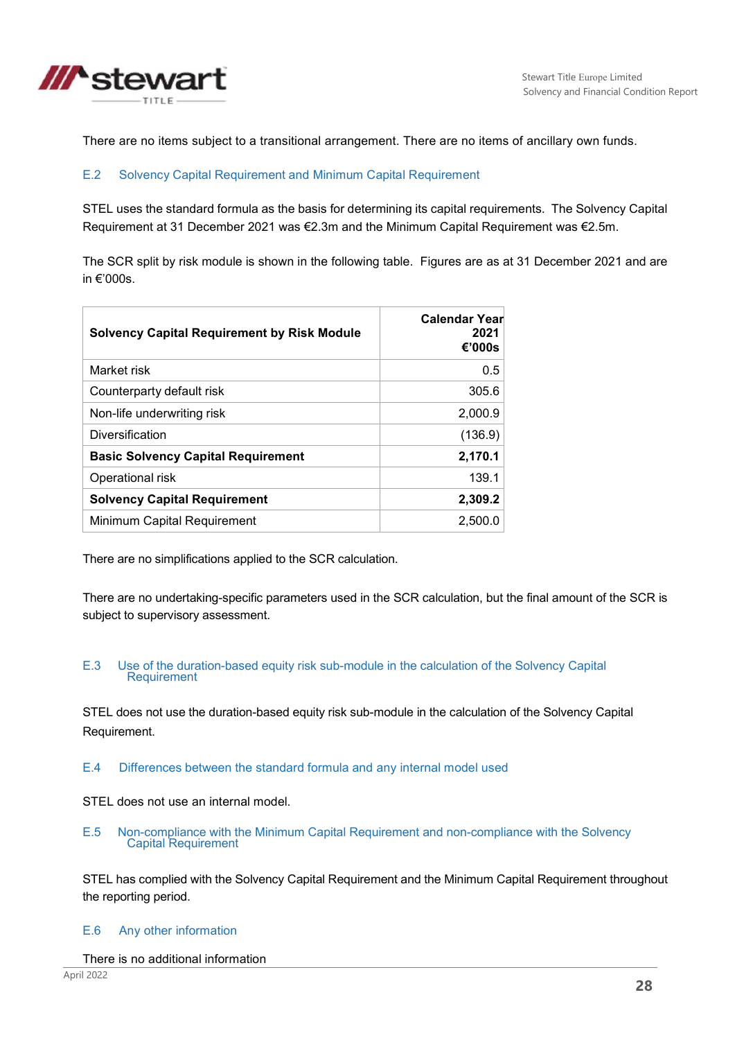There are no items subject to a transitional arrangement. There are no items of ancillary own funds.

## E.2 Solvency Capital Requirement and Minimum Capital Requirement

STEL uses the standard formula as the basis for determining its capital requirements. The Solvency Capital Requirement at 31 December 2021 was €2.3m and the Minimum Capital Requirement was €2.5m.

The SCR split by risk module is shown in the following table. Figures are as at 31 December 2021 and are in €'000s.

| **Solvency Capital Requirement by Risk Module** | **Calendar Year 2021 €'000s** |
|---|---:|
| Market risk | 0.5 |
| Counterparty default risk | 305.6 |
| Non-life underwriting risk | 2,000.9 |
| Diversification | (136.9) |
| **Basic Solvency Capital Requirement** | **2,170.1** |
| Operational risk | 139.1 |
| **Solvency Capital Requirement** | **2,309.2** |
| Minimum Capital Requirement | 2,500.0 |

There are no simplifications applied to the SCR calculation.

There are no undertaking-specific parameters used in the SCR calculation, but the final amount of the SCR is subject to supervisory assessment.

## E.3 Use of the duration-based equity risk sub-module in the calculation of the Solvency Capital Requirement

STEL does not use the duration-based equity risk sub-module in the calculation of the Solvency Capital Requirement.

## E.4 Differences between the standard formula and any internal model used

STEL does not use an internal model.

## E.5 Non-compliance with the Minimum Capital Requirement and non-compliance with the Solvency Capital Requirement

STEL has complied with the Solvency Capital Requirement and the Minimum Capital Requirement throughout the reporting period.

## E.6 Any other information

There is no additional information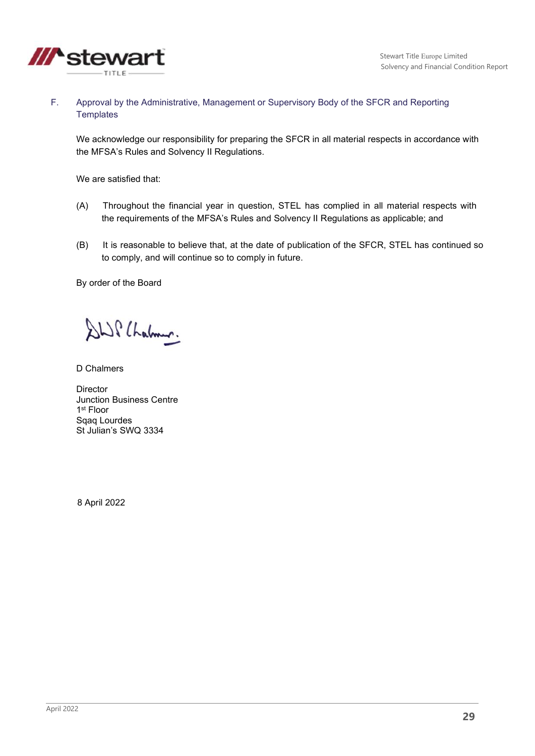## F. Approval by the Administrative, Management or Supervisory Body of the SFCR and Reporting Templates

We acknowledge our responsibility for preparing the SFCR in all material respects in accordance with the MFSA's Rules and Solvency II Regulations.

We are satisfied that:

(A) Throughout the financial year in question, STEL has complied in all material respects with the requirements of the MFSA's Rules and Solvency II Regulations as applicable; and

(B) It is reasonable to believe that, at the date of publication of the SFCR, STEL has continued so to comply, and will continue so to comply in future.

By order of the Board

D Chalmers

Director
Junction Business Centre
1st Floor
Sqaq Lourdes
St Julian's SWQ 3334

8 April 2022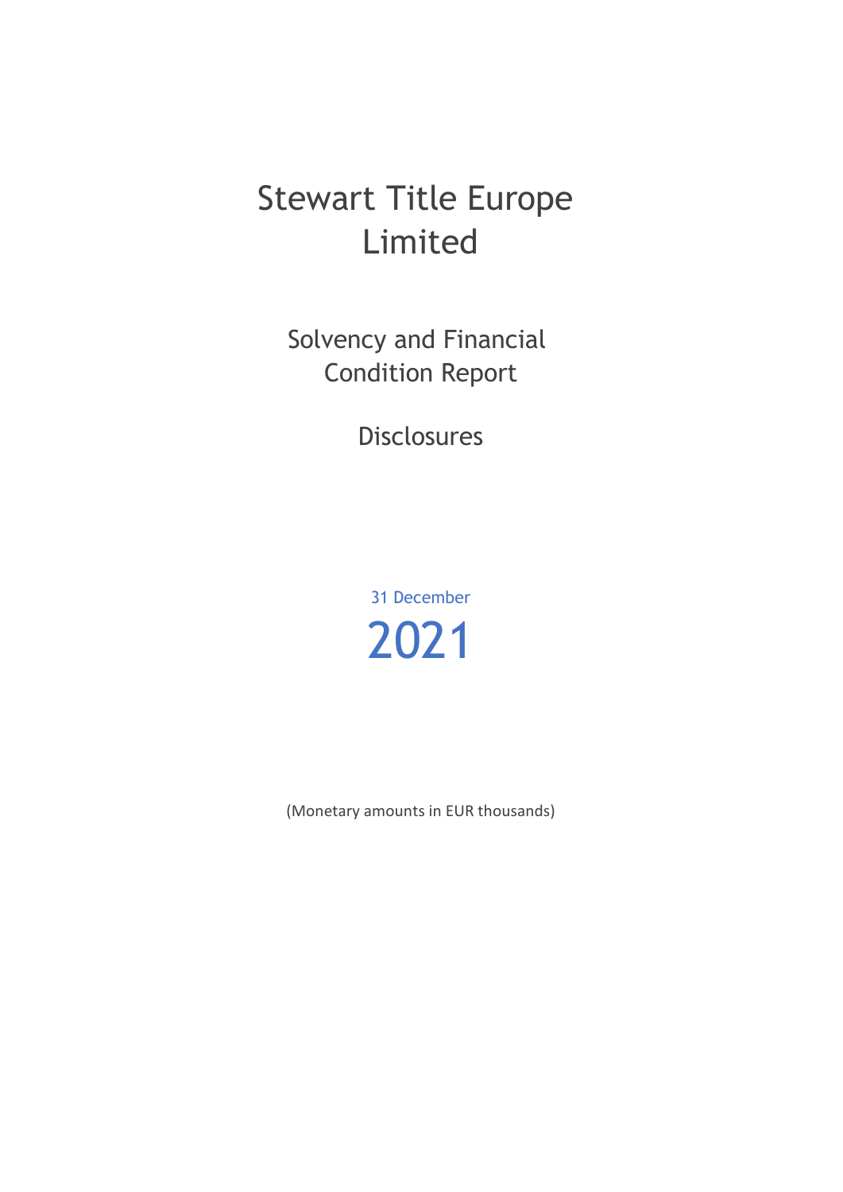# Stewart Title Europe Limited

## Solvency and Financial Condition Report

## Disclosures

31 December

2021

(Monetary amounts in EUR thousands)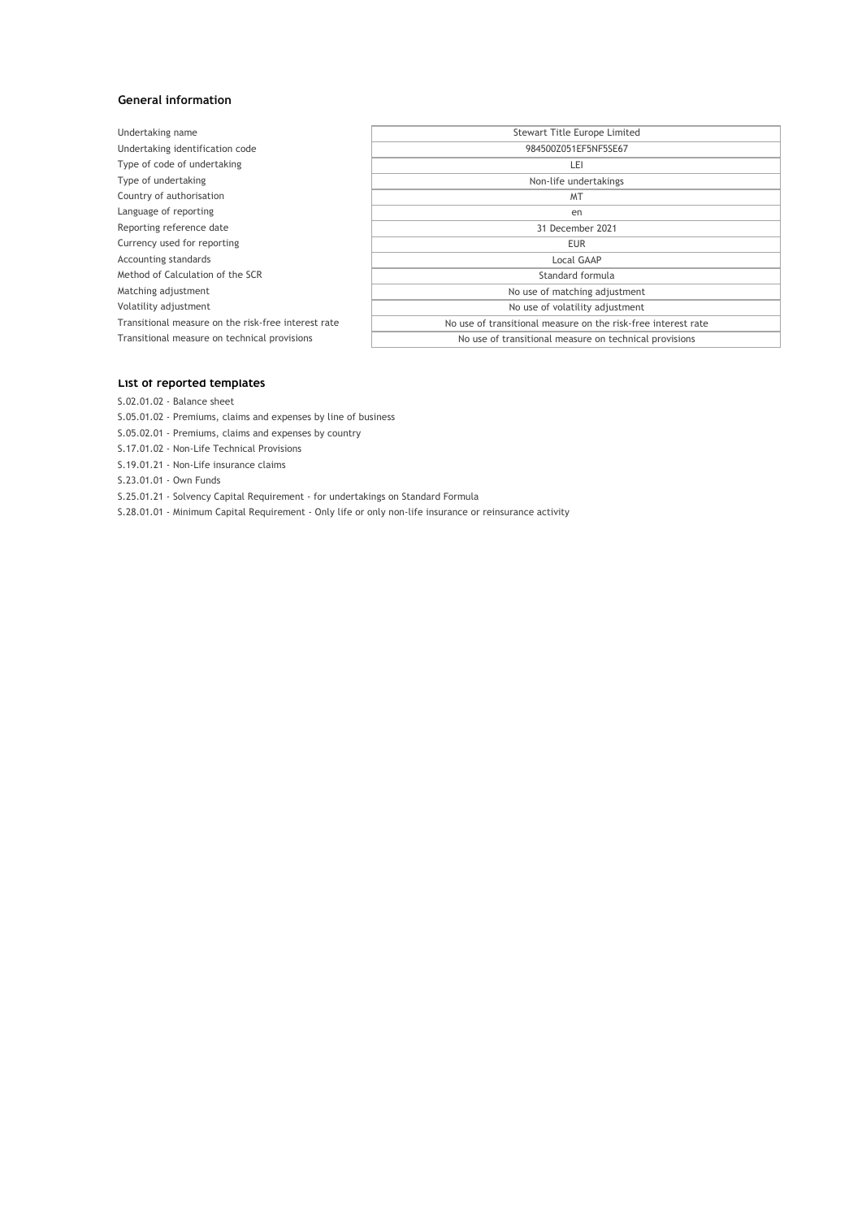## General information

| | |
|---|---|
| Undertaking name | Stewart Title Europe Limited |
| Undertaking identification code | 984500Z051EF5NF5SE67 |
| Type of code of undertaking | LEI |
| Type of undertaking | Non-life undertakings |
| Country of authorisation | MT |
| Language of reporting | en |
| Reporting reference date | 31 December 2021 |
| Currency used for reporting | EUR |
| Accounting standards | Local GAAP |
| Method of Calculation of the SCR | Standard formula |
| Matching adjustment | No use of matching adjustment |
| Volatility adjustment | No use of volatility adjustment |
| Transitional measure on the risk-free interest rate | No use of transitional measure on the risk-free interest rate |
| Transitional measure on technical provisions | No use of transitional measure on technical provisions |

## List of reported templates

S.02.01.02 - Balance sheet

S.05.01.02 - Premiums, claims and expenses by line of business

S.05.02.01 - Premiums, claims and expenses by country

S.17.01.02 - Non-Life Technical Provisions

S.19.01.21 - Non-Life insurance claims

S.23.01.01 - Own Funds

S.25.01.21 - Solvency Capital Requirement - for undertakings on Standard Formula

S.28.01.01 - Minimum Capital Requirement - Only life or only non-life insurance or reinsurance activity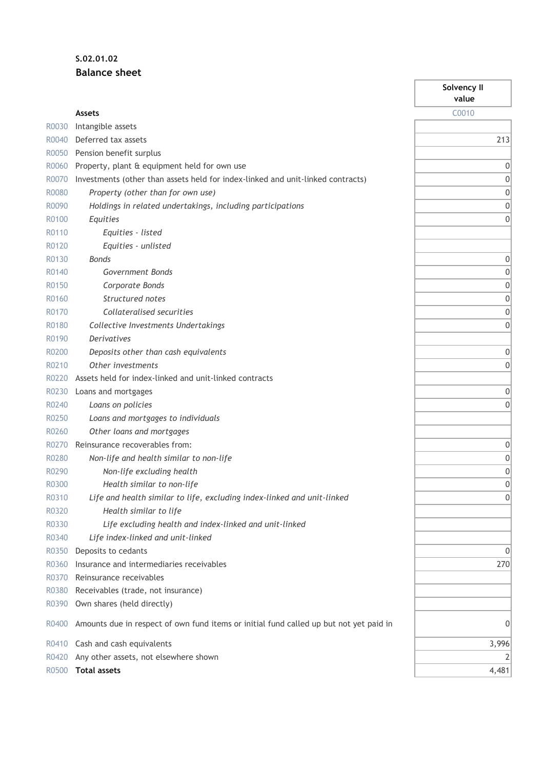**S.02.01.02**

## Balance sheet

| | | Solvency II value |
|---|---|---|
| | **Assets** | C0010 |
| R0030 | Intangible assets | |
| R0040 | Deferred tax assets | 213 |
| R0050 | Pension benefit surplus | |
| R0060 | Property, plant & equipment held for own use | 0 |
| R0070 | Investments (other than assets held for index-linked and unit-linked contracts) | 0 |
| R0080 | *Property (other than for own use)* | 0 |
| R0090 | *Holdings in related undertakings, including participations* | 0 |
| R0100 | *Equities* | 0 |
| R0110 | *Equities - listed* | |
| R0120 | *Equities - unlisted* | |
| R0130 | *Bonds* | 0 |
| R0140 | *Government Bonds* | 0 |
| R0150 | *Corporate Bonds* | 0 |
| R0160 | *Structured notes* | 0 |
| R0170 | *Collateralised securities* | 0 |
| R0180 | *Collective Investments Undertakings* | 0 |
| R0190 | *Derivatives* | |
| R0200 | *Deposits other than cash equivalents* | 0 |
| R0210 | *Other investments* | 0 |
| R0220 | Assets held for index-linked and unit-linked contracts | |
| R0230 | Loans and mortgages | 0 |
| R0240 | *Loans on policies* | 0 |
| R0250 | *Loans and mortgages to individuals* | |
| R0260 | *Other loans and mortgages* | |
| R0270 | Reinsurance recoverables from: | 0 |
| R0280 | *Non-life and health similar to non-life* | 0 |
| R0290 | *Non-life excluding health* | 0 |
| R0300 | *Health similar to non-life* | 0 |
| R0310 | *Life and health similar to life, excluding index-linked and unit-linked* | 0 |
| R0320 | *Health similar to life* | |
| R0330 | *Life excluding health and index-linked and unit-linked* | |
| R0340 | *Life index-linked and unit-linked* | |
| R0350 | Deposits to cedants | 0 |
| R0360 | Insurance and intermediaries receivables | 270 |
| R0370 | Reinsurance receivables | |
| R0380 | Receivables (trade, not insurance) | |
| R0390 | Own shares (held directly) | |
| R0400 | Amounts due in respect of own fund items or initial fund called up but not yet paid in | 0 |
| R0410 | Cash and cash equivalents | 3,996 |
| R0420 | Any other assets, not elsewhere shown | 2 |
| R0500 | **Total assets** | 4,481 |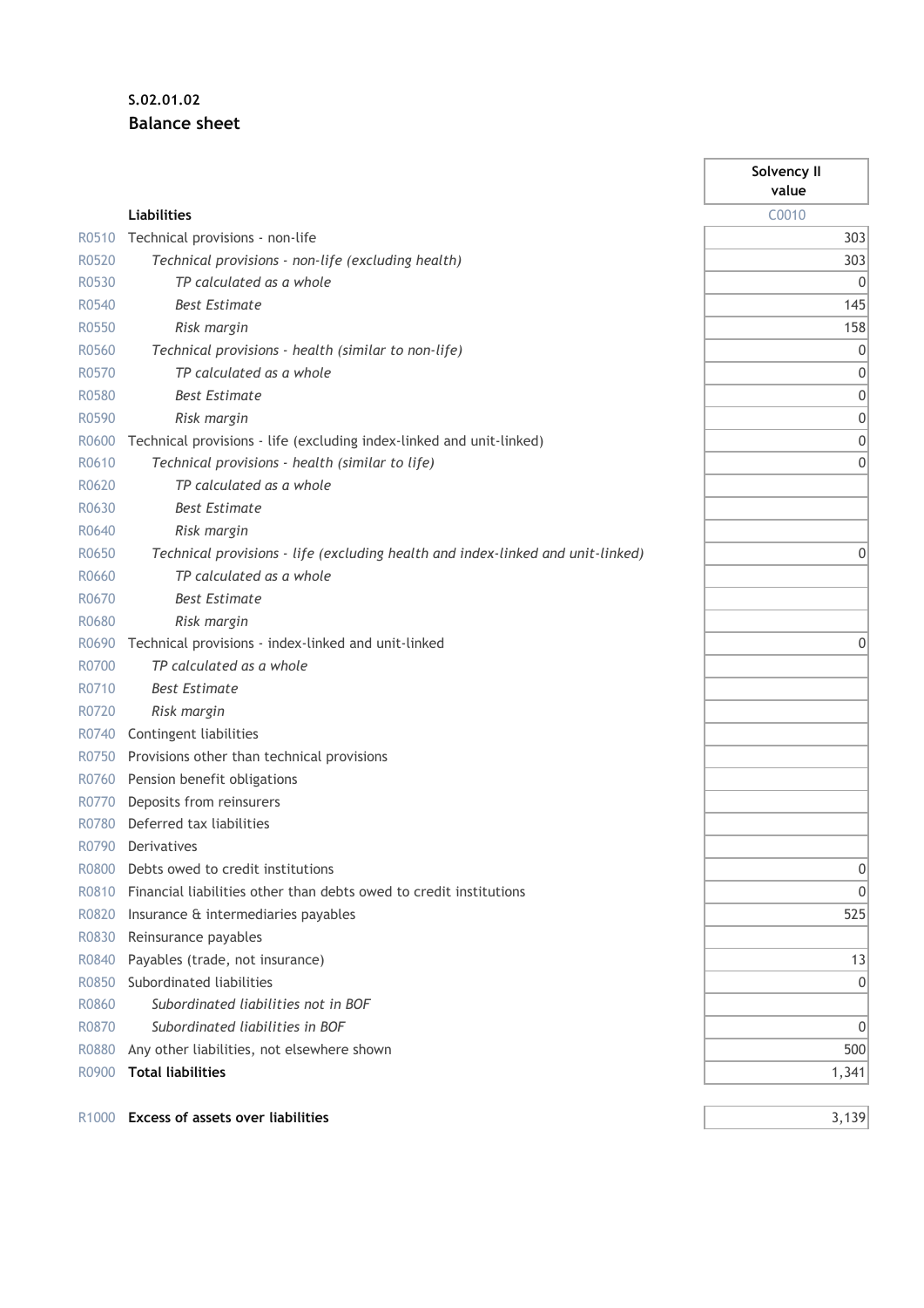**S.02.01.02**

## Balance sheet

| | | Solvency II value |
|---|---|---|
| | **Liabilities** | C0010 |
| R0510 | Technical provisions - non-life | 303 |
| R0520 | *Technical provisions - non-life (excluding health)* | 303 |
| R0530 | *TP calculated as a whole* | 0 |
| R0540 | *Best Estimate* | 145 |
| R0550 | *Risk margin* | 158 |
| R0560 | *Technical provisions - health (similar to non-life)* | 0 |
| R0570 | *TP calculated as a whole* | 0 |
| R0580 | *Best Estimate* | 0 |
| R0590 | *Risk margin* | 0 |
| R0600 | Technical provisions - life (excluding index-linked and unit-linked) | 0 |
| R0610 | *Technical provisions - health (similar to life)* | 0 |
| R0620 | *TP calculated as a whole* | |
| R0630 | *Best Estimate* | |
| R0640 | *Risk margin* | |
| R0650 | *Technical provisions - life (excluding health and index-linked and unit-linked)* | 0 |
| R0660 | *TP calculated as a whole* | |
| R0670 | *Best Estimate* | |
| R0680 | *Risk margin* | |
| R0690 | Technical provisions - index-linked and unit-linked | 0 |
| R0700 | *TP calculated as a whole* | |
| R0710 | *Best Estimate* | |
| R0720 | *Risk margin* | |
| R0740 | Contingent liabilities | |
| R0750 | Provisions other than technical provisions | |
| R0760 | Pension benefit obligations | |
| R0770 | Deposits from reinsurers | |
| R0780 | Deferred tax liabilities | |
| R0790 | Derivatives | |
| R0800 | Debts owed to credit institutions | 0 |
| R0810 | Financial liabilities other than debts owed to credit institutions | 0 |
| R0820 | Insurance & intermediaries payables | 525 |
| R0830 | Reinsurance payables | |
| R0840 | Payables (trade, not insurance) | 13 |
| R0850 | Subordinated liabilities | 0 |
| R0860 | *Subordinated liabilities not in BOF* | |
| R0870 | *Subordinated liabilities in BOF* | 0 |
| R0880 | Any other liabilities, not elsewhere shown | 500 |
| R0900 | **Total liabilities** | 1,341 |
| | | |
| R1000 | **Excess of assets over liabilities** | 3,139 |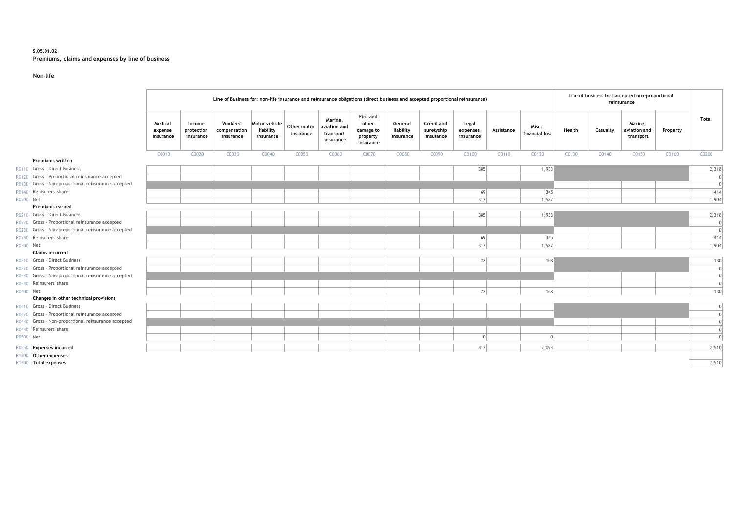**S.05.01.02**
**Premiums, claims and expenses by line of business**

**Non-life**

| | | Line of Business for: non-life insurance and reinsurance obligations (direct business and accepted proportional reinsurance) | | | | | | | | | | | Line of business for: accepted non-proportional reinsurance | | | | Total |
|---|---|---|---|---|---|---|---|---|---|---|---|---|---|---|---|---|---|
| | | Medical expense insurance | Income protection insurance | Workers' compensation insurance | Motor vehicle liability insurance | Other motor insurance | Marine, aviation and transport insurance | Fire and other damage to property insurance | General liability insurance | Credit and suretyship insurance | Legal expenses insurance | Assistance | Misc. financial loss | Health | Casualty | Marine, aviation and transport | Property | |
| | | C0010 | C0020 | C0030 | C0040 | C0050 | C0060 | C0070 | C0080 | C0090 | C0100 | C0110 | C0120 | C0130 | C0140 | C0150 | C0160 | C0200 |
| | **Premiums written** | | | | | | | | | | | | | | | | | |
| R0110 | Gross - Direct Business | | | | | | | | | | 385 | | 1,933 | | | | | 2,318 |
| R0120 | Gross - Proportional reinsurance accepted | | | | | | | | | | | | | | | | | 0 |
| R0130 | Gross - Non-proportional reinsurance accepted | | | | | | | | | | | | | | | | | 0 |
| R0140 | Reinsurers' share | | | | | | | | | | 69 | | 345 | | | | | 414 |
| R0200 | Net | | | | | | | | | | 317 | | 1,587 | | | | | 1,904 |
| | **Premiums earned** | | | | | | | | | | | | | | | | | |
| R0210 | Gross - Direct Business | | | | | | | | | | 385 | | 1,933 | | | | | 2,318 |
| R0220 | Gross - Proportional reinsurance accepted | | | | | | | | | | | | | | | | | 0 |
| R0230 | Gross - Non-proportional reinsurance accepted | | | | | | | | | | | | | | | | | 0 |
| R0240 | Reinsurers' share | | | | | | | | | | 69 | | 345 | | | | | 414 |
| R0300 | Net | | | | | | | | | | 317 | | 1,587 | | | | | 1,904 |
| | **Claims incurred** | | | | | | | | | | | | | | | | | |
| R0310 | Gross - Direct Business | | | | | | | | | | 22 | | 108 | | | | | 130 |
| R0320 | Gross - Proportional reinsurance accepted | | | | | | | | | | | | | | | | | 0 |
| R0330 | Gross - Non-proportional reinsurance accepted | | | | | | | | | | | | | | | | | 0 |
| R0340 | Reinsurers' share | | | | | | | | | | | | | | | | | 0 |
| R0400 | Net | | | | | | | | | | 22 | | 108 | | | | | 130 |
| | **Changes in other technical provisions** | | | | | | | | | | | | | | | | | |
| R0410 | Gross - Direct Business | | | | | | | | | | | | | | | | | 0 |
| R0420 | Gross - Proportional reinsurance accepted | | | | | | | | | | | | | | | | | 0 |
| R0430 | Gross - Non-proportional reinsurance accepted | | | | | | | | | | | | | | | | | 0 |
| R0440 | Reinsurers' share | | | | | | | | | | | | | | | | | 0 |
| R0500 | Net | | | | | | | | | | 0 | | 0 | | | | | 0 |
| R0550 | **Expenses incurred** | | | | | | | | | | 417 | | 2,093 | | | | | 2,510 |
| R1200 | **Other expenses** | | | | | | | | | | | | | | | | | |
| R1300 | **Total expenses** | | | | | | | | | | | | | | | | | 2,510 |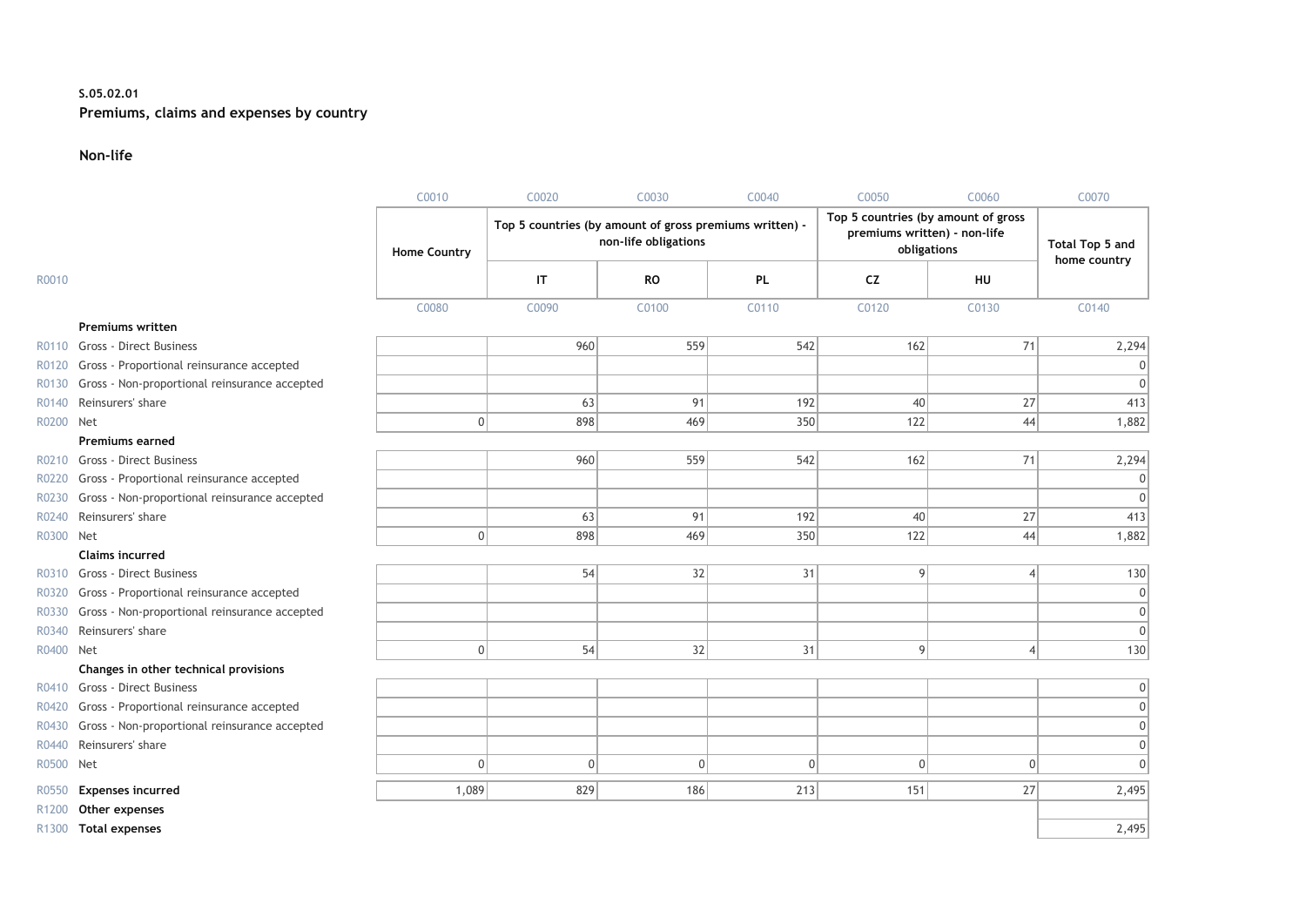**S.05.02.01**

**Premiums, claims and expenses by country**

**Non-life**

| | | C0010 | C0020 | C0030 | C0040 | C0050 | C0060 | C0070 |
|---|---|---|---|---|---|---|---|---|
| | | Home Country | Top 5 countries (by amount of gross premiums written) - non-life obligations | | | Top 5 countries (by amount of gross premiums written) - non-life obligations | | Total Top 5 and home country |
| R0010 | | | IT | RO | PL | CZ | HU | |
| | | C0080 | C0090 | C0100 | C0110 | C0120 | C0130 | C0140 |
| | **Premiums written** | | | | | | | |
| R0110 | Gross - Direct Business | | 960 | 559 | 542 | 162 | 71 | 2,294 |
| R0120 | Gross - Proportional reinsurance accepted | | | | | | | 0 |
| R0130 | Gross - Non-proportional reinsurance accepted | | | | | | | 0 |
| R0140 | Reinsurers' share | | 63 | 91 | 192 | 40 | 27 | 413 |
| R0200 | Net | 0 | 898 | 469 | 350 | 122 | 44 | 1,882 |
| | **Premiums earned** | | | | | | | |
| R0210 | Gross - Direct Business | | 960 | 559 | 542 | 162 | 71 | 2,294 |
| R0220 | Gross - Proportional reinsurance accepted | | | | | | | 0 |
| R0230 | Gross - Non-proportional reinsurance accepted | | | | | | | 0 |
| R0240 | Reinsurers' share | | 63 | 91 | 192 | 40 | 27 | 413 |
| R0300 | Net | 0 | 898 | 469 | 350 | 122 | 44 | 1,882 |
| | **Claims incurred** | | | | | | | |
| R0310 | Gross - Direct Business | | 54 | 32 | 31 | 9 | 4 | 130 |
| R0320 | Gross - Proportional reinsurance accepted | | | | | | | 0 |
| R0330 | Gross - Non-proportional reinsurance accepted | | | | | | | 0 |
| R0340 | Reinsurers' share | | | | | | | 0 |
| R0400 | Net | 0 | 54 | 32 | 31 | 9 | 4 | 130 |
| | **Changes in other technical provisions** | | | | | | | |
| R0410 | Gross - Direct Business | | | | | | | 0 |
| R0420 | Gross - Proportional reinsurance accepted | | | | | | | 0 |
| R0430 | Gross - Non-proportional reinsurance accepted | | | | | | | 0 |
| R0440 | Reinsurers' share | | | | | | | 0 |
| R0500 | Net | 0 | 0 | 0 | 0 | 0 | 0 | 0 |
| R0550 | **Expenses incurred** | 1,089 | 829 | 186 | 213 | 151 | 27 | 2,495 |
| R1200 | **Other expenses** | | | | | | | |
| R1300 | **Total expenses** | | | | | | | 2,495 |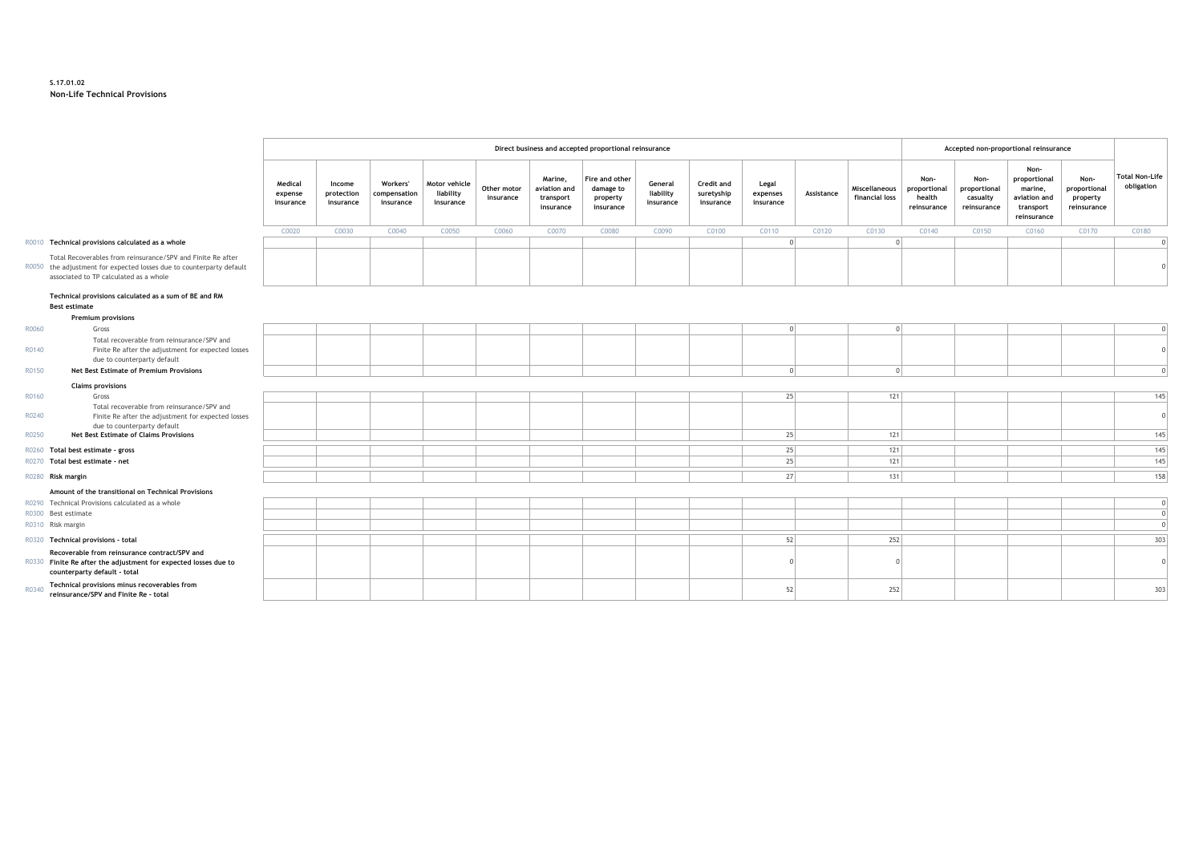**S.17.01.02**
**Non-Life Technical Provisions**

| | | Direct business and accepted proportional reinsurance | | | | | | | | | | | | Accepted non-proportional reinsurance | | | | |
|---|---|---|---|---|---|---|---|---|---|---|---|---|---|---|---|---|---|---|
| | | Medical expense insurance | Income protection insurance | Workers' compensation insurance | Motor vehicle liability insurance | Other motor insurance | Marine, aviation and transport insurance | Fire and other damage to property insurance | General liability insurance | Credit and suretyship insurance | Legal expenses insurance | Assistance | Miscellaneous financial loss | Non-proportional health reinsurance | Non-proportional casualty reinsurance | Non-proportional marine, aviation and transport reinsurance | Non-proportional property reinsurance | Total Non-Life obligation |
| | | C0020 | C0030 | C0040 | C0050 | C0060 | C0070 | C0080 | C0090 | C0100 | C0110 | C0120 | C0130 | C0140 | C0150 | C0160 | C0170 | C0180 |
| R0010 | **Technical provisions calculated as a whole** | | | | | | | | | | 0 | | 0 | | | | | 0 |
| R0050 | Total Recoverables from reinsurance/SPV and Finite Re after the adjustment for expected losses due to counterparty default associated to TP calculated as a whole | | | | | | | | | | | | | | | | | 0 |
| | **Technical provisions calculated as a sum of BE and RM** | | | | | | | | | | | | | | | | | |
| | **Best estimate** | | | | | | | | | | | | | | | | | |
| | **Premium provisions** | | | | | | | | | | | | | | | | | |
| R0060 | Gross | | | | | | | | | | 0 | | 0 | | | | | 0 |
| R0140 | Total recoverable from reinsurance/SPV and Finite Re after the adjustment for expected losses due to counterparty default | | | | | | | | | | | | | | | | | 0 |
| R0150 | **Net Best Estimate of Premium Provisions** | | | | | | | | | | 0 | | 0 | | | | | 0 |
| | **Claims provisions** | | | | | | | | | | | | | | | | | |
| R0160 | Gross | | | | | | | | | | 25 | | 121 | | | | | 145 |
| R0240 | Total recoverable from reinsurance/SPV and Finite Re after the adjustment for expected losses due to counterparty default | | | | | | | | | | | | | | | | | 0 |
| R0250 | **Net Best Estimate of Claims Provisions** | | | | | | | | | | 25 | | 121 | | | | | 145 |
| R0260 | **Total best estimate - gross** | | | | | | | | | | 25 | | 121 | | | | | 145 |
| R0270 | **Total best estimate - net** | | | | | | | | | | 25 | | 121 | | | | | 145 |
| R0280 | **Risk margin** | | | | | | | | | | 27 | | 131 | | | | | 158 |
| | **Amount of the transitional on Technical Provisions** | | | | | | | | | | | | | | | | | |
| R0290 | Technical Provisions calculated as a whole | | | | | | | | | | | | | | | | | 0 |
| R0300 | Best estimate | | | | | | | | | | | | | | | | | 0 |
| R0310 | Risk margin | | | | | | | | | | | | | | | | | 0 |
| R0320 | **Technical provisions - total** | | | | | | | | | | 52 | | 252 | | | | | 303 |
| R0330 | **Recoverable from reinsurance contract/SPV and Finite Re after the adjustment for expected losses due to counterparty default - total** | | | | | | | | | | 0 | | 0 | | | | | 0 |
| R0340 | **Technical provisions minus recoverables from reinsurance/SPV and Finite Re - total** | | | | | | | | | | 52 | | 252 | | | | | 303 |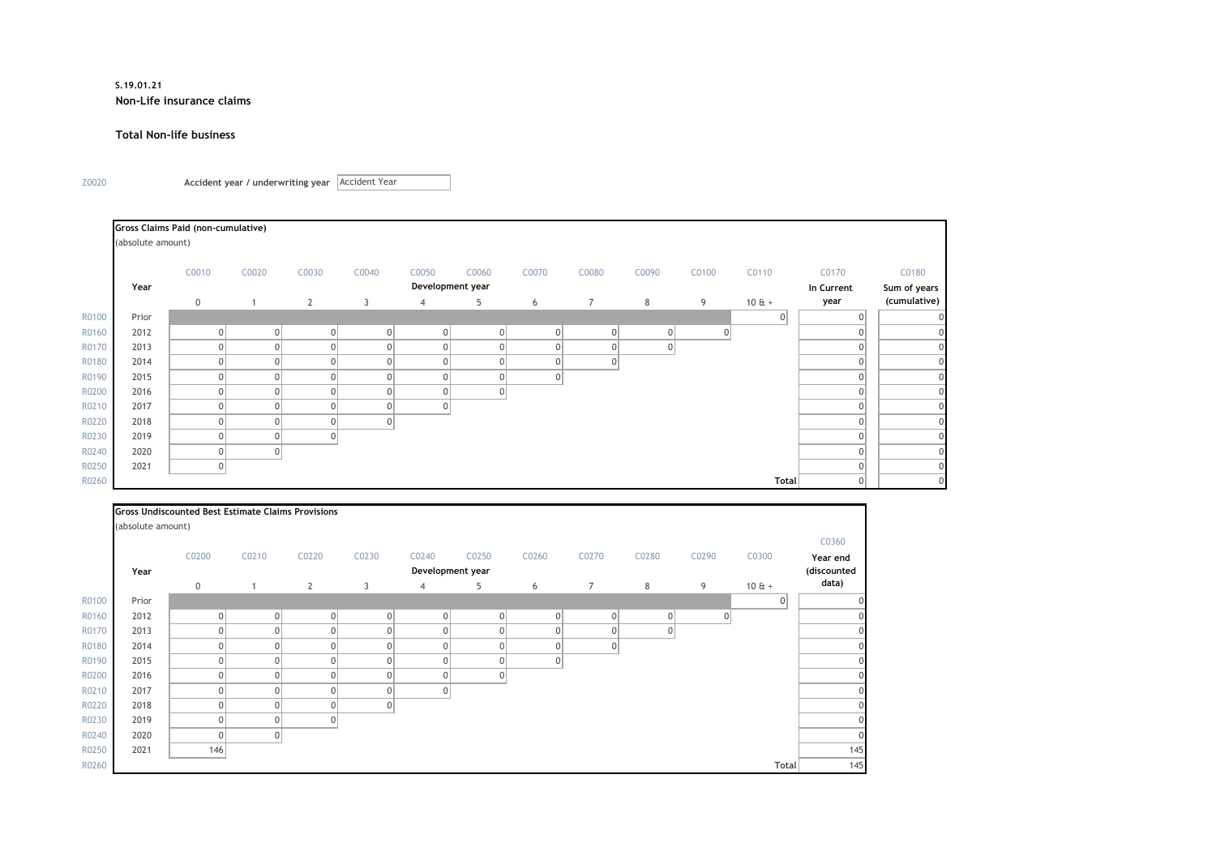**S.19.01.21**

**Non-Life insurance claims**

**Total Non-life business**

Z0020 Accident year / underwriting year: Accident Year

**Gross Claims Paid (non-cumulative)**

(absolute amount)

| | | C0010 | C0020 | C0030 | C0040 | C0050 | C0060 | C0070 | C0080 | C0090 | C0100 | C0110 | C0170 | C0180 |
|---|---|---|---|---|---|---|---|---|---|---|---|---|---|---|
| | Year | Development year | | | | | | | | | | | In Current year | Sum of years (cumulative) |
| | | 0 | 1 | 2 | 3 | 4 | 5 | 6 | 7 | 8 | 9 | 10 & + | | |
| R0100 | Prior | | | | | | | | | | | 0 | 0 | 0 |
| R0160 | 2012 | 0 | 0 | 0 | 0 | 0 | 0 | 0 | 0 | 0 | 0 | | 0 | 0 |
| R0170 | 2013 | 0 | 0 | 0 | 0 | 0 | 0 | 0 | 0 | 0 | | | 0 | 0 |
| R0180 | 2014 | 0 | 0 | 0 | 0 | 0 | 0 | 0 | 0 | | | | 0 | 0 |
| R0190 | 2015 | 0 | 0 | 0 | 0 | 0 | 0 | 0 | | | | | 0 | 0 |
| R0200 | 2016 | 0 | 0 | 0 | 0 | 0 | 0 | | | | | | 0 | 0 |
| R0210 | 2017 | 0 | 0 | 0 | 0 | 0 | | | | | | | 0 | 0 |
| R0220 | 2018 | 0 | 0 | 0 | 0 | | | | | | | | 0 | 0 |
| R0230 | 2019 | 0 | 0 | 0 | | | | | | | | | 0 | 0 |
| R0240 | 2020 | 0 | 0 | | | | | | | | | | 0 | 0 |
| R0250 | 2021 | 0 | | | | | | | | | | | 0 | 0 |
| R0260 | | | | | | | | | | | | Total | 0 | 0 |

**Gross Undiscounted Best Estimate Claims Provisions**

(absolute amount)

| | | C0200 | C0210 | C0220 | C0230 | C0240 | C0250 | C0260 | C0270 | C0280 | C0290 | C0300 | C0360 |
|---|---|---|---|---|---|---|---|---|---|---|---|---|---|
| | Year | Development year | | | | | | | | | | | Year end (discounted data) |
| | | 0 | 1 | 2 | 3 | 4 | 5 | 6 | 7 | 8 | 9 | 10 & + | |
| R0100 | Prior | | | | | | | | | | | 0 | 0 |
| R0160 | 2012 | 0 | 0 | 0 | 0 | 0 | 0 | 0 | 0 | 0 | 0 | | 0 |
| R0170 | 2013 | 0 | 0 | 0 | 0 | 0 | 0 | 0 | 0 | 0 | | | 0 |
| R0180 | 2014 | 0 | 0 | 0 | 0 | 0 | 0 | 0 | 0 | | | | 0 |
| R0190 | 2015 | 0 | 0 | 0 | 0 | 0 | 0 | 0 | | | | | 0 |
| R0200 | 2016 | 0 | 0 | 0 | 0 | 0 | 0 | | | | | | 0 |
| R0210 | 2017 | 0 | 0 | 0 | 0 | 0 | | | | | | | 0 |
| R0220 | 2018 | 0 | 0 | 0 | 0 | | | | | | | | 0 |
| R0230 | 2019 | 0 | 0 | 0 | | | | | | | | | 0 |
| R0240 | 2020 | 0 | 0 | | | | | | | | | | 0 |
| R0250 | 2021 | 146 | | | | | | | | | | | 145 |
| R0260 | | | | | | | | | | | | Total | 145 |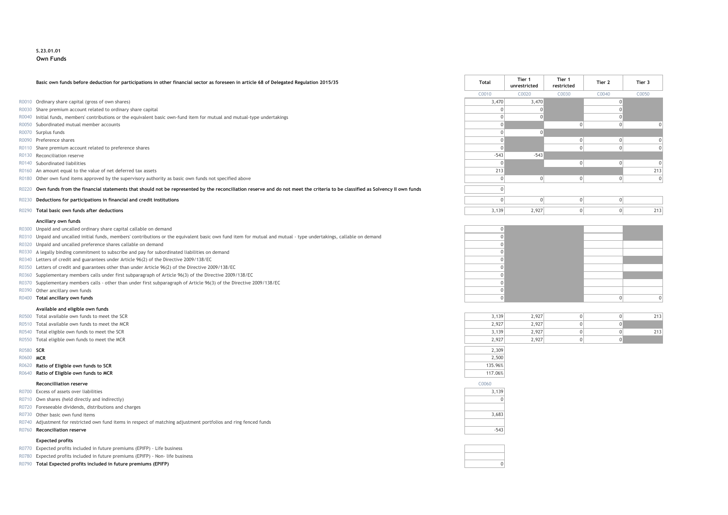**S.23.01.01**
**Own Funds**

| | | Total | Tier 1 unrestricted | Tier 1 restricted | Tier 2 | Tier 3 |
|---|---|---|---|---|---|---|
| | **Basic own funds before deduction for participations in other financial sector as foreseen in article 68 of Delegated Regulation 2015/35** | C0010 | C0020 | C0030 | C0040 | C0050 |
| R0010 | Ordinary share capital (gross of own shares) | 3,470 | 3,470 | | 0 | |
| R0030 | Share premium account related to ordinary share capital | 0 | 0 | | 0 | |
| R0040 | Initial funds, members' contributions or the equivalent basic own-fund item for mutual and mutual-type undertakings | 0 | 0 | | 0 | |
| R0050 | Subordinated mutual member accounts | 0 | | 0 | 0 | 0 |
| R0070 | Surplus funds | 0 | 0 | | | |
| R0090 | Preference shares | 0 | | 0 | 0 | 0 |
| R0110 | Share premium account related to preference shares | 0 | | 0 | 0 | 0 |
| R0130 | Reconciliation reserve | -543 | -543 | | | |
| R0140 | Subordinated liabilities | 0 | | 0 | 0 | 0 |
| R0160 | An amount equal to the value of net deferred tax assets | 213 | | | | 213 |
| R0180 | Other own fund items approved by the supervisory authority as basic own funds not specified above | 0 | 0 | 0 | 0 | 0 |
| R0220 | **Own funds from the financial statements that should not be represented by the reconciliation reserve and do not meet the criteria to be classified as Solvency II own funds** | 0 | | | | |
| R0230 | **Deductions for participations in financial and credit institutions** | 0 | 0 | 0 | 0 | |
| R0290 | **Total basic own funds after deductions** | 3,139 | 2,927 | 0 | 0 | 213 |
| | **Ancillary own funds** | | | | | |
| R0300 | Unpaid and uncalled ordinary share capital callable on demand | 0 | | | | |
| R0310 | Unpaid and uncalled initial funds, members' contributions or the equivalent basic own fund item for mutual and mutual - type undertakings, callable on demand | 0 | | | | |
| R0320 | Unpaid and uncalled preference shares callable on demand | 0 | | | | |
| R0330 | A legally binding commitment to subscribe and pay for subordinated liabilities on demand | 0 | | | | |
| R0340 | Letters of credit and guarantees under Article 96(2) of the Directive 2009/138/EC | 0 | | | | |
| R0350 | Letters of credit and guarantees other than under Article 96(2) of the Directive 2009/138/EC | 0 | | | | |
| R0360 | Supplementary members calls under first subparagraph of Article 96(3) of the Directive 2009/138/EC | 0 | | | | |
| R0370 | Supplementary members calls - other than under first subparagraph of Article 96(3) of the Directive 2009/138/EC | 0 | | | | |
| R0390 | Other ancillary own funds | 0 | | | | |
| R0400 | **Total ancillary own funds** | 0 | | | 0 | 0 |
| | **Available and eligible own funds** | | | | | |
| R0500 | Total available own funds to meet the SCR | 3,139 | 2,927 | 0 | 0 | 213 |
| R0510 | Total available own funds to meet the MCR | 2,927 | 2,927 | 0 | 0 | |
| R0540 | Total eligible own funds to meet the SCR | 3,139 | 2,927 | 0 | 0 | 213 |
| R0550 | Total eligible own funds to meet the MCR | 2,927 | 2,927 | 0 | 0 | |
| R0580 | **SCR** | 2,309 | | | | |
| R0600 | **MCR** | 2,500 | | | | |
| R0620 | **Ratio of Eligible own funds to SCR** | 135.96% | | | | |
| R0640 | **Ratio of Eligible own funds to MCR** | 117.06% | | | | |

| | **Reconcilliation reserve** | C0060 |
|---|---|---|
| R0700 | Excess of assets over liabilities | 3,139 |
| R0710 | Own shares (held directly and indirectly) | 0 |
| R0720 | Foreseeable dividends, distributions and charges | |
| R0730 | Other basic own fund items | 3,683 |
| R0740 | Adjustment for restricted own fund items in respect of matching adjustment portfolios and ring fenced funds | |
| R0760 | **Reconciliation reserve** | -543 |
| | **Expected profits** | |
| R0770 | Expected profits included in future premiums (EPIFP) - Life business | |
| R0780 | Expected profits included in future premiums (EPIFP) - Non- life business | |
| R0790 | **Total Expected profits included in future premiums (EPIFP)** | 0 |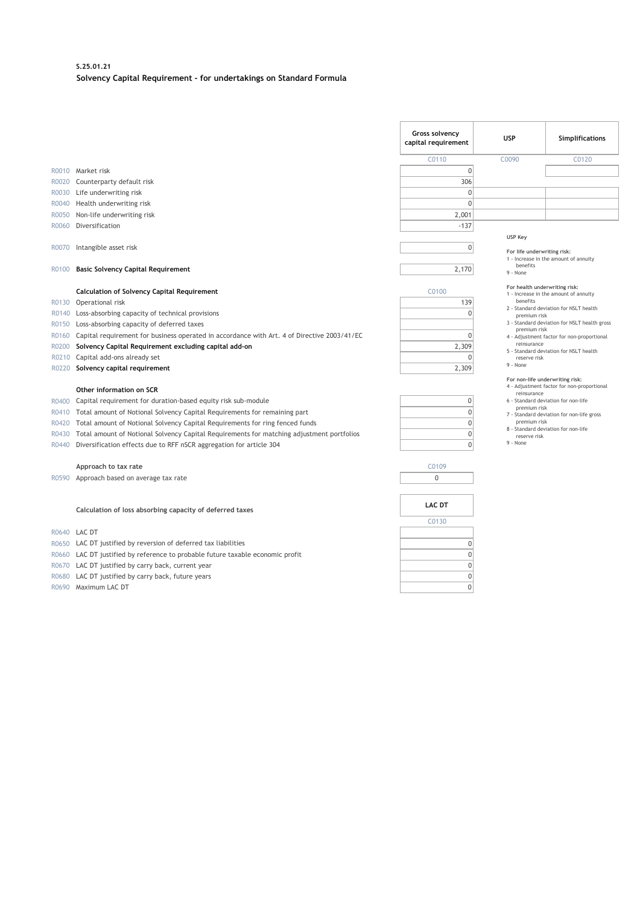**S.25.01.21**

**Solvency Capital Requirement - for undertakings on Standard Formula**

| | | Gross solvency capital requirement | USP | Simplifications |
|---|---|---|---|---|
| | | C0110 | C0090 | C0120 |
| R0010 | Market risk | 0 | | |
| R0020 | Counterparty default risk | 306 | | |
| R0030 | Life underwriting risk | 0 | | |
| R0040 | Health underwriting risk | 0 | | |
| R0050 | Non-life underwriting risk | 2,001 | | |
| R0060 | Diversification | -137 | | |
| R0070 | Intangible asset risk | 0 | | |
| R0100 | **Basic Solvency Capital Requirement** | 2,170 | | |

**USP Key**

**For life underwriting risk:**
1 - Increase in the amount of annuity benefits
9 - None

**For health underwriting risk:**
1 - Increase in the amount of annuity benefits
2 - Standard deviation for NSLT health premium risk
3 - Standard deviation for NSLT health gross premium risk
4 - Adjustment factor for non-proportional reinsurance
5 - Standard deviation for NSLT health reserve risk
9 - None

**For non-life underwriting risk:**
4 - Adjustment factor for non-proportional reinsurance
6 - Standard deviation for non-life premium risk
7 - Standard deviation for non-life gross premium risk
8 - Standard deviation for non-life reserve risk
9 - None

| | **Calculation of Solvency Capital Requirement** | C0100 |
|---|---|---|
| R0130 | Operational risk | 139 |
| R0140 | Loss-absorbing capacity of technical provisions | 0 |
| R0150 | Loss-absorbing capacity of deferred taxes | |
| R0160 | Capital requirement for business operated in accordance with Art. 4 of Directive 2003/41/EC | 0 |
| R0200 | **Solvency Capital Requirement excluding capital add-on** | 2,309 |
| R0210 | Capital add-ons already set | 0 |
| R0220 | **Solvency capital requirement** | 2,309 |
| | **Other information on SCR** | |
| R0400 | Capital requirement for duration-based equity risk sub-module | 0 |
| R0410 | Total amount of Notional Solvency Capital Requirements for remaining part | 0 |
| R0420 | Total amount of Notional Solvency Capital Requirements for ring fenced funds | 0 |
| R0430 | Total amount of Notional Solvency Capital Requirements for matching adjustment portfolios | 0 |
| R0440 | Diversification effects due to RFF nSCR aggregation for article 304 | 0 |

| | **Approach to tax rate** | C0109 |
|---|---|---|
| R0590 | Approach based on average tax rate | 0 |

| | **Calculation of loss absorbing capacity of deferred taxes** | LAC DT |
|---|---|---|
| | | C0130 |
| R0640 | LAC DT | |
| R0650 | LAC DT justified by reversion of deferred tax liabilities | 0 |
| R0660 | LAC DT justified by reference to probable future taxable economic profit | 0 |
| R0670 | LAC DT justified by carry back, current year | 0 |
| R0680 | LAC DT justified by carry back, future years | 0 |
| R0690 | Maximum LAC DT | 0 |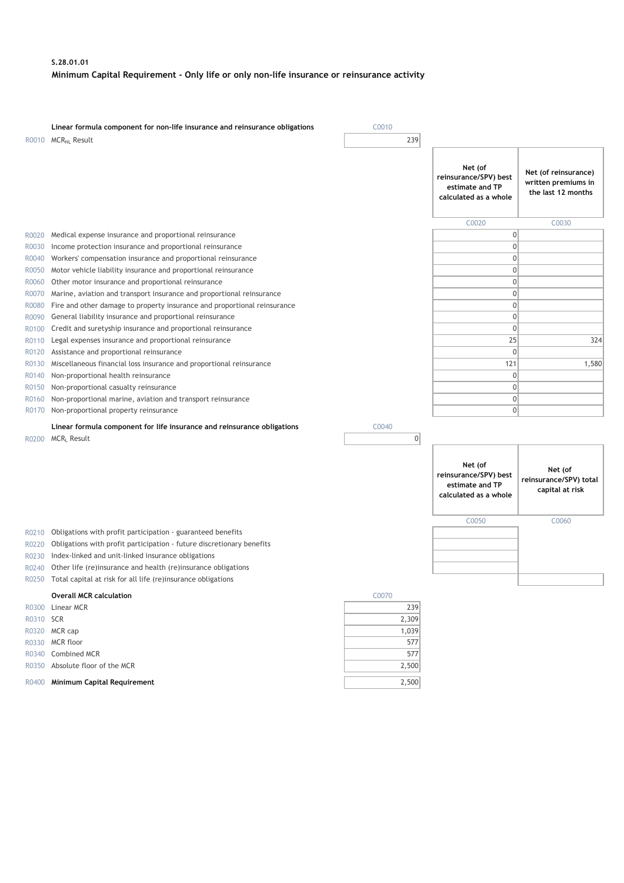**S.28.01.01**

**Minimum Capital Requirement - Only life or only non-life insurance or reinsurance activity**

**Linear formula component for non-life insurance and reinsurance obligations**

| | | C0010 |
|---|---|---|
| R0010 | $MCR_{NL}$ Result | 239 |

| | | Net (of reinsurance/SPV) best estimate and TP calculated as a whole | Net (of reinsurance) written premiums in the last 12 months |
|---|---|---|---|
| | | C0020 | C0030 |
| R0020 | Medical expense insurance and proportional reinsurance | 0 | |
| R0030 | Income protection insurance and proportional reinsurance | 0 | |
| R0040 | Workers' compensation insurance and proportional reinsurance | 0 | |
| R0050 | Motor vehicle liability insurance and proportional reinsurance | 0 | |
| R0060 | Other motor insurance and proportional reinsurance | 0 | |
| R0070 | Marine, aviation and transport insurance and proportional reinsurance | 0 | |
| R0080 | Fire and other damage to property insurance and proportional reinsurance | 0 | |
| R0090 | General liability insurance and proportional reinsurance | 0 | |
| R0100 | Credit and suretyship insurance and proportional reinsurance | 0 | |
| R0110 | Legal expenses insurance and proportional reinsurance | 25 | 324 |
| R0120 | Assistance and proportional reinsurance | 0 | |
| R0130 | Miscellaneous financial loss insurance and proportional reinsurance | 121 | 1,580 |
| R0140 | Non-proportional health reinsurance | 0 | |
| R0150 | Non-proportional casualty reinsurance | 0 | |
| R0160 | Non-proportional marine, aviation and transport reinsurance | 0 | |
| R0170 | Non-proportional property reinsurance | 0 | |

**Linear formula component for life insurance and reinsurance obligations**

| | | C0040 |
|---|---|---|
| R0200 | $MCR_L$ Result | 0 |

| | | Net (of reinsurance/SPV) best estimate and TP calculated as a whole | Net (of reinsurance/SPV) total capital at risk |
|---|---|---|---|
| | | C0050 | C0060 |
| R0210 | Obligations with profit participation - guaranteed benefits | | |
| R0220 | Obligations with profit participation - future discretionary benefits | | |
| R0230 | Index-linked and unit-linked insurance obligations | | |
| R0240 | Other life (re)insurance and health (re)insurance obligations | | |
| R0250 | Total capital at risk for all life (re)insurance obligations | | |

**Overall MCR calculation**

| | | C0070 |
|---|---|---|
| R0300 | Linear MCR | 239 |
| R0310 | SCR | 2,309 |
| R0320 | MCR cap | 1,039 |
| R0330 | MCR floor | 577 |
| R0340 | Combined MCR | 577 |
| R0350 | Absolute floor of the MCR | 2,500 |
| R0400 | **Minimum Capital Requirement** | 2,500 |